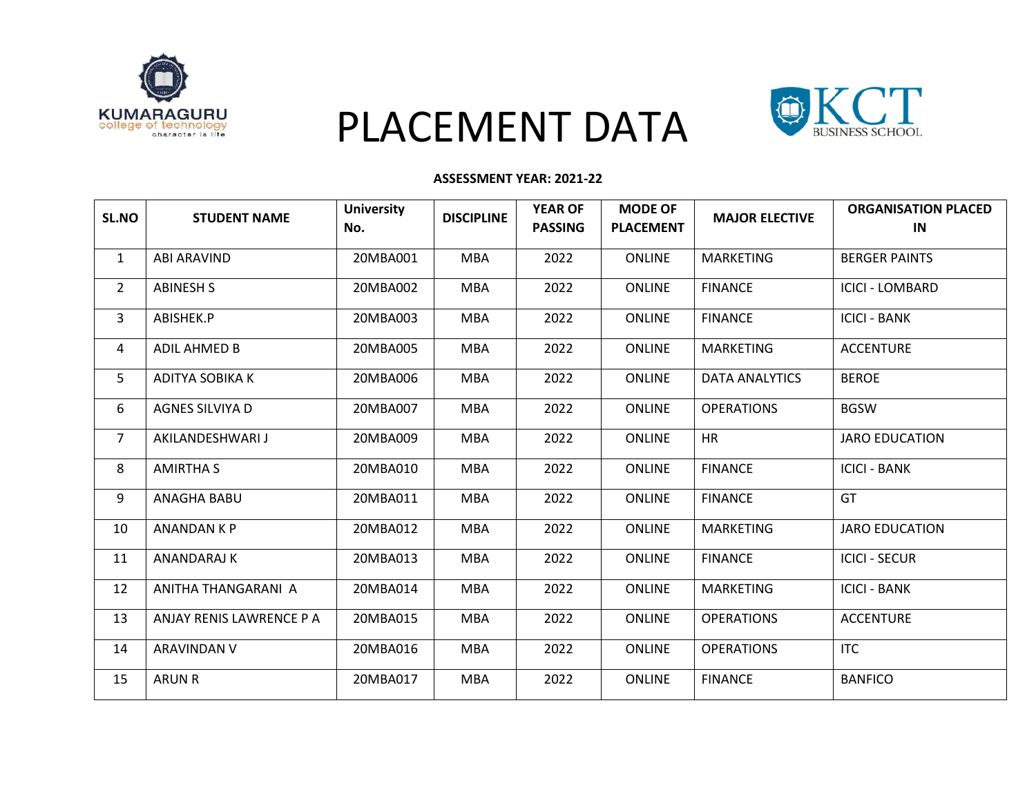# PLACEMENT DATA

**ASSESSMENT YEAR: 2021-22**

| SL.NO | STUDENT NAME | University No. | DISCIPLINE | YEAR OF PASSING | MODE OF PLACEMENT | MAJOR ELECTIVE | ORGANISATION PLACED IN |
|---|---|---|---|---|---|---|---|
| 1 | ABI ARAVIND | 20MBA001 | MBA | 2022 | ONLINE | MARKETING | BERGER PAINTS |
| 2 | ABINESH S | 20MBA002 | MBA | 2022 | ONLINE | FINANCE | ICICI - LOMBARD |
| 3 | ABISHEK.P | 20MBA003 | MBA | 2022 | ONLINE | FINANCE | ICICI - BANK |
| 4 | ADIL AHMED B | 20MBA005 | MBA | 2022 | ONLINE | MARKETING | ACCENTURE |
| 5 | ADITYA SOBIKA K | 20MBA006 | MBA | 2022 | ONLINE | DATA ANALYTICS | BEROE |
| 6 | AGNES SILVIYA D | 20MBA007 | MBA | 2022 | ONLINE | OPERATIONS | BGSW |
| 7 | AKILANDESHWARI J | 20MBA009 | MBA | 2022 | ONLINE | HR | JARO EDUCATION |
| 8 | AMIRTHA S | 20MBA010 | MBA | 2022 | ONLINE | FINANCE | ICICI - BANK |
| 9 | ANAGHA BABU | 20MBA011 | MBA | 2022 | ONLINE | FINANCE | GT |
| 10 | ANANDAN K P | 20MBA012 | MBA | 2022 | ONLINE | MARKETING | JARO EDUCATION |
| 11 | ANANDARAJ K | 20MBA013 | MBA | 2022 | ONLINE | FINANCE | ICICI - SECUR |
| 12 | ANITHA THANGARANI A | 20MBA014 | MBA | 2022 | ONLINE | MARKETING | ICICI - BANK |
| 13 | ANJAY RENIS LAWRENCE P A | 20MBA015 | MBA | 2022 | ONLINE | OPERATIONS | ACCENTURE |
| 14 | ARAVINDAN V | 20MBA016 | MBA | 2022 | ONLINE | OPERATIONS | ITC |
| 15 | ARUN R | 20MBA017 | MBA | 2022 | ONLINE | FINANCE | BANFICO |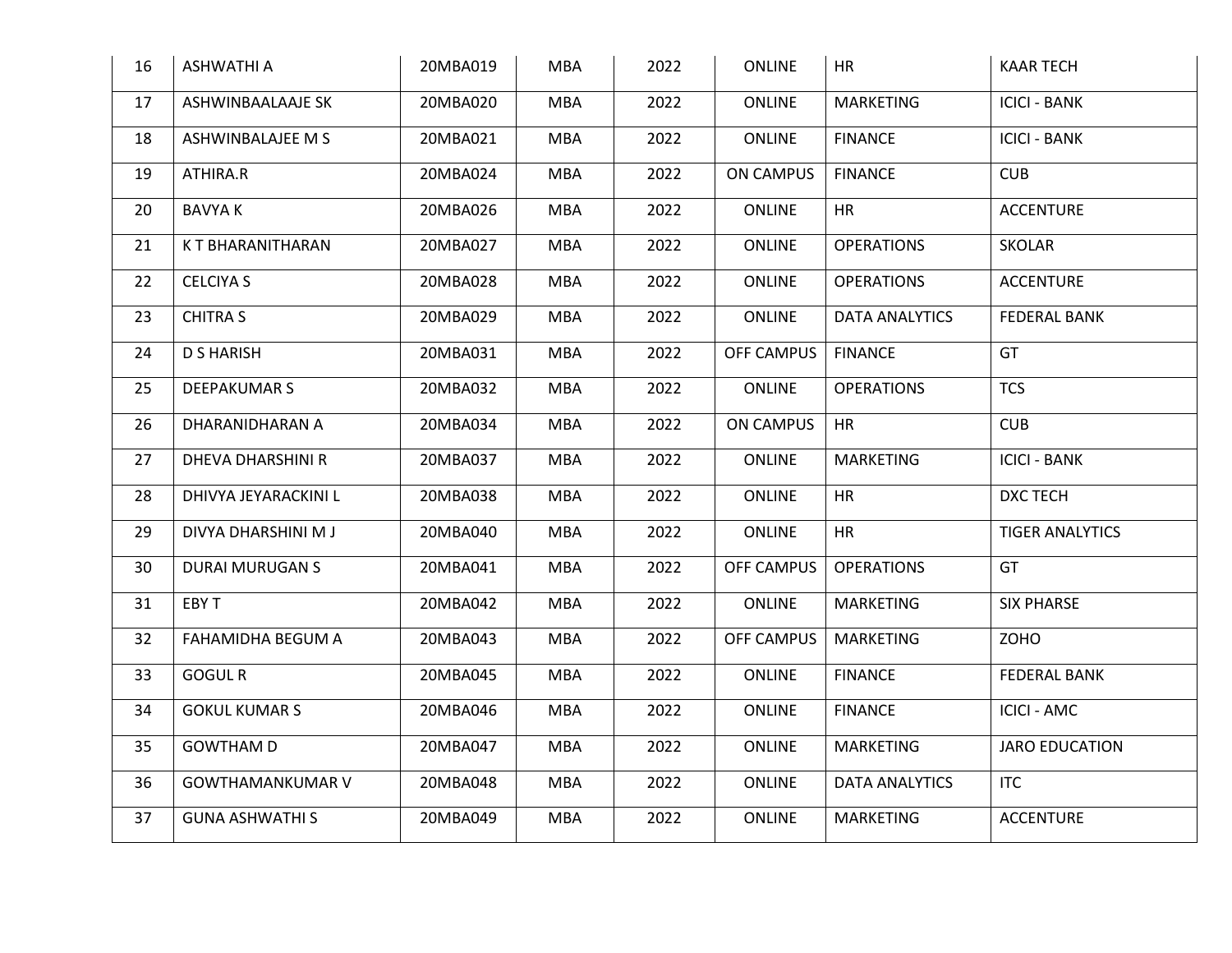| 16 | ASHWATHI A | 20MBA019 | MBA | 2022 | ONLINE | HR | KAAR TECH |
|---|---|---|---|---|---|---|---|
| 17 | ASHWINBAALAAJE SK | 20MBA020 | MBA | 2022 | ONLINE | MARKETING | ICICI - BANK |
| 18 | ASHWINBALAJEE M S | 20MBA021 | MBA | 2022 | ONLINE | FINANCE | ICICI - BANK |
| 19 | ATHIRA.R | 20MBA024 | MBA | 2022 | ON CAMPUS | FINANCE | CUB |
| 20 | BAVYA K | 20MBA026 | MBA | 2022 | ONLINE | HR | ACCENTURE |
| 21 | K T BHARANITHARAN | 20MBA027 | MBA | 2022 | ONLINE | OPERATIONS | SKOLAR |
| 22 | CELCIYA S | 20MBA028 | MBA | 2022 | ONLINE | OPERATIONS | ACCENTURE |
| 23 | CHITRA S | 20MBA029 | MBA | 2022 | ONLINE | DATA ANALYTICS | FEDERAL BANK |
| 24 | D S HARISH | 20MBA031 | MBA | 2022 | OFF CAMPUS | FINANCE | GT |
| 25 | DEEPAKUMAR S | 20MBA032 | MBA | 2022 | ONLINE | OPERATIONS | TCS |
| 26 | DHARANIDHARAN A | 20MBA034 | MBA | 2022 | ON CAMPUS | HR | CUB |
| 27 | DHEVA DHARSHINI R | 20MBA037 | MBA | 2022 | ONLINE | MARKETING | ICICI - BANK |
| 28 | DHIVYA JEYARACKINI L | 20MBA038 | MBA | 2022 | ONLINE | HR | DXC TECH |
| 29 | DIVYA DHARSHINI M J | 20MBA040 | MBA | 2022 | ONLINE | HR | TIGER ANALYTICS |
| 30 | DURAI MURUGAN S | 20MBA041 | MBA | 2022 | OFF CAMPUS | OPERATIONS | GT |
| 31 | EBY T | 20MBA042 | MBA | 2022 | ONLINE | MARKETING | SIX PHARSE |
| 32 | FAHAMIDHA BEGUM A | 20MBA043 | MBA | 2022 | OFF CAMPUS | MARKETING | ZOHO |
| 33 | GOGUL R | 20MBA045 | MBA | 2022 | ONLINE | FINANCE | FEDERAL BANK |
| 34 | GOKUL KUMAR S | 20MBA046 | MBA | 2022 | ONLINE | FINANCE | ICICI - AMC |
| 35 | GOWTHAM D | 20MBA047 | MBA | 2022 | ONLINE | MARKETING | JARO EDUCATION |
| 36 | GOWTHAMANKUMAR V | 20MBA048 | MBA | 2022 | ONLINE | DATA ANALYTICS | ITC |
| 37 | GUNA ASHWATHI S | 20MBA049 | MBA | 2022 | ONLINE | MARKETING | ACCENTURE |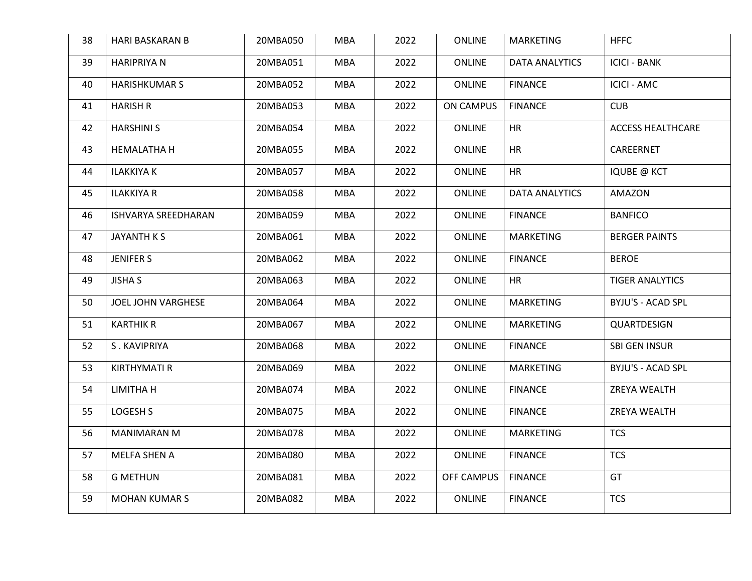| 38 | HARI BASKARAN B | 20MBA050 | MBA | 2022 | ONLINE | MARKETING | HFFC |
|---|---|---|---|---|---|---|---|
| 39 | HARIPRIYA N | 20MBA051 | MBA | 2022 | ONLINE | DATA ANALYTICS | ICICI - BANK |
| 40 | HARISHKUMAR S | 20MBA052 | MBA | 2022 | ONLINE | FINANCE | ICICI - AMC |
| 41 | HARISH R | 20MBA053 | MBA | 2022 | ON CAMPUS | FINANCE | CUB |
| 42 | HARSHINI S | 20MBA054 | MBA | 2022 | ONLINE | HR | ACCESS HEALTHCARE |
| 43 | HEMALATHA H | 20MBA055 | MBA | 2022 | ONLINE | HR | CAREERNET |
| 44 | ILAKKIYA K | 20MBA057 | MBA | 2022 | ONLINE | HR | IQUBE @ KCT |
| 45 | ILAKKIYA R | 20MBA058 | MBA | 2022 | ONLINE | DATA ANALYTICS | AMAZON |
| 46 | ISHVARYA SREEDHARAN | 20MBA059 | MBA | 2022 | ONLINE | FINANCE | BANFICO |
| 47 | JAYANTH K S | 20MBA061 | MBA | 2022 | ONLINE | MARKETING | BERGER PAINTS |
| 48 | JENIFER S | 20MBA062 | MBA | 2022 | ONLINE | FINANCE | BEROE |
| 49 | JISHA S | 20MBA063 | MBA | 2022 | ONLINE | HR | TIGER ANALYTICS |
| 50 | JOEL JOHN VARGHESE | 20MBA064 | MBA | 2022 | ONLINE | MARKETING | BYJU'S - ACAD SPL |
| 51 | KARTHIK R | 20MBA067 | MBA | 2022 | ONLINE | MARKETING | QUARTDESIGN |
| 52 | S . KAVIPRIYA | 20MBA068 | MBA | 2022 | ONLINE | FINANCE | SBI GEN INSUR |
| 53 | KIRTHYMATI R | 20MBA069 | MBA | 2022 | ONLINE | MARKETING | BYJU'S - ACAD SPL |
| 54 | LIMITHA H | 20MBA074 | MBA | 2022 | ONLINE | FINANCE | ZREYA WEALTH |
| 55 | LOGESH S | 20MBA075 | MBA | 2022 | ONLINE | FINANCE | ZREYA WEALTH |
| 56 | MANIMARAN M | 20MBA078 | MBA | 2022 | ONLINE | MARKETING | TCS |
| 57 | MELFA SHEN A | 20MBA080 | MBA | 2022 | ONLINE | FINANCE | TCS |
| 58 | G METHUN | 20MBA081 | MBA | 2022 | OFF CAMPUS | FINANCE | GT |
| 59 | MOHAN KUMAR S | 20MBA082 | MBA | 2022 | ONLINE | FINANCE | TCS |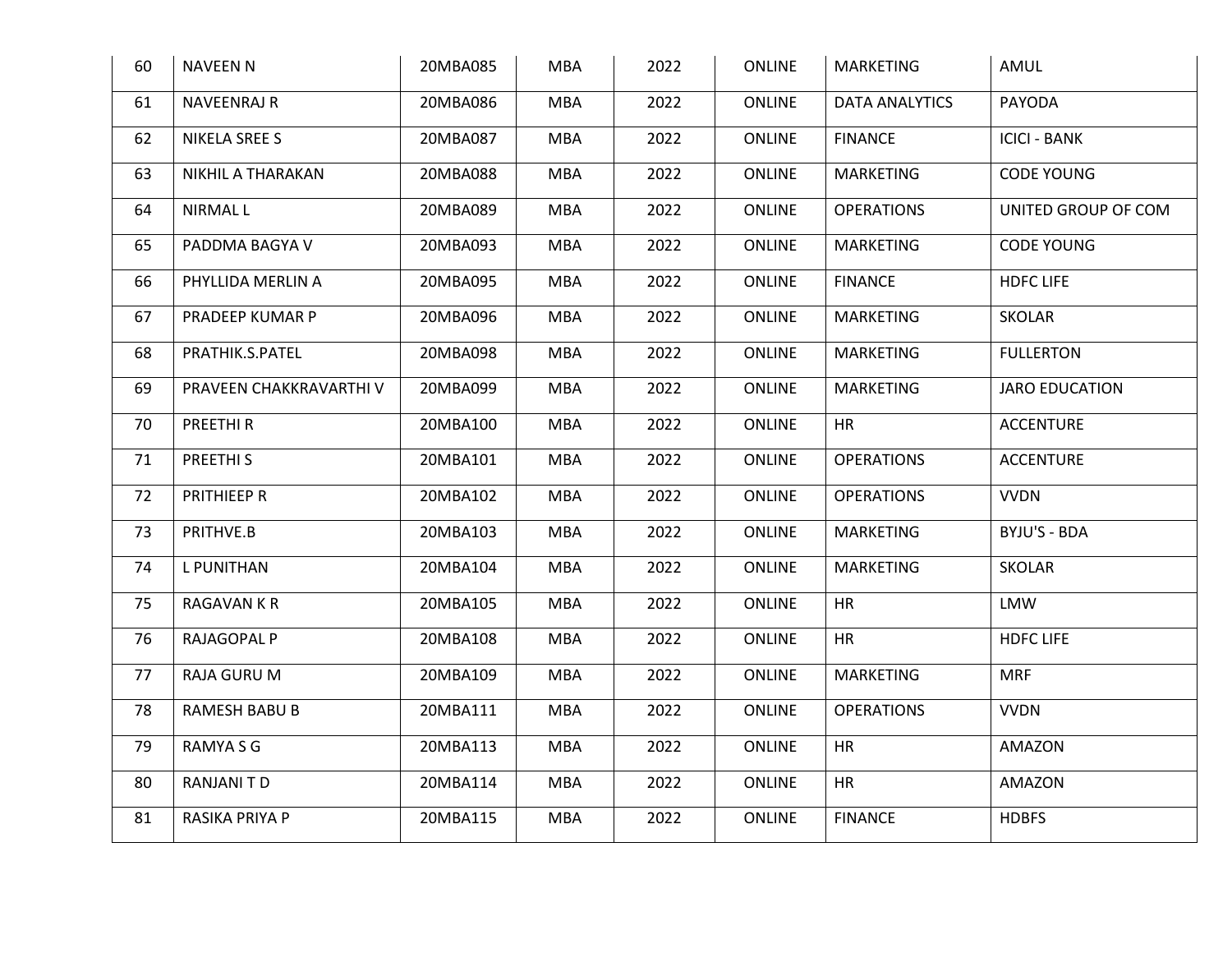| 60 | NAVEEN N | 20MBA085 | MBA | 2022 | ONLINE | MARKETING | AMUL |
|---|---|---|---|---|---|---|---|
| 61 | NAVEENRAJ R | 20MBA086 | MBA | 2022 | ONLINE | DATA ANALYTICS | PAYODA |
| 62 | NIKELA SREE S | 20MBA087 | MBA | 2022 | ONLINE | FINANCE | ICICI - BANK |
| 63 | NIKHIL A THARAKAN | 20MBA088 | MBA | 2022 | ONLINE | MARKETING | CODE YOUNG |
| 64 | NIRMAL L | 20MBA089 | MBA | 2022 | ONLINE | OPERATIONS | UNITED GROUP OF COM |
| 65 | PADDMA BAGYA V | 20MBA093 | MBA | 2022 | ONLINE | MARKETING | CODE YOUNG |
| 66 | PHYLLIDA MERLIN A | 20MBA095 | MBA | 2022 | ONLINE | FINANCE | HDFC LIFE |
| 67 | PRADEEP KUMAR P | 20MBA096 | MBA | 2022 | ONLINE | MARKETING | SKOLAR |
| 68 | PRATHIK.S.PATEL | 20MBA098 | MBA | 2022 | ONLINE | MARKETING | FULLERTON |
| 69 | PRAVEEN CHAKKRAVARTHI V | 20MBA099 | MBA | 2022 | ONLINE | MARKETING | JARO EDUCATION |
| 70 | PREETHI R | 20MBA100 | MBA | 2022 | ONLINE | HR | ACCENTURE |
| 71 | PREETHI S | 20MBA101 | MBA | 2022 | ONLINE | OPERATIONS | ACCENTURE |
| 72 | PRITHIEEP R | 20MBA102 | MBA | 2022 | ONLINE | OPERATIONS | VVDN |
| 73 | PRITHVE.B | 20MBA103 | MBA | 2022 | ONLINE | MARKETING | BYJU'S - BDA |
| 74 | L PUNITHAN | 20MBA104 | MBA | 2022 | ONLINE | MARKETING | SKOLAR |
| 75 | RAGAVAN K R | 20MBA105 | MBA | 2022 | ONLINE | HR | LMW |
| 76 | RAJAGOPAL P | 20MBA108 | MBA | 2022 | ONLINE | HR | HDFC LIFE |
| 77 | RAJA GURU M | 20MBA109 | MBA | 2022 | ONLINE | MARKETING | MRF |
| 78 | RAMESH BABU B | 20MBA111 | MBA | 2022 | ONLINE | OPERATIONS | VVDN |
| 79 | RAMYA S G | 20MBA113 | MBA | 2022 | ONLINE | HR | AMAZON |
| 80 | RANJANI T D | 20MBA114 | MBA | 2022 | ONLINE | HR | AMAZON |
| 81 | RASIKA PRIYA P | 20MBA115 | MBA | 2022 | ONLINE | FINANCE | HDBFS |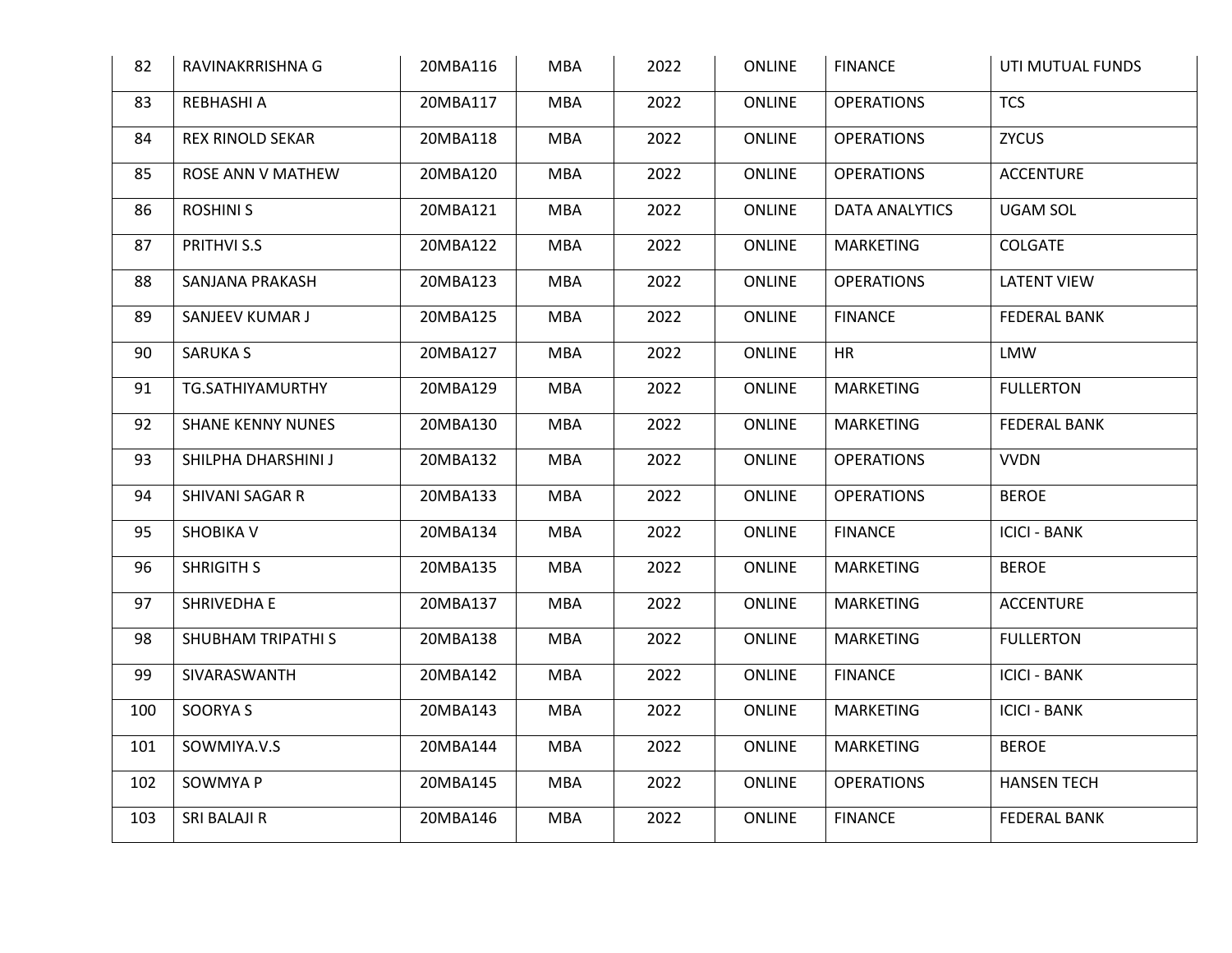| 82 | RAVINAKRRISHNA G | 20MBA116 | MBA | 2022 | ONLINE | FINANCE | UTI MUTUAL FUNDS |
|---|---|---|---|---|---|---|---|
| 83 | REBHASHI A | 20MBA117 | MBA | 2022 | ONLINE | OPERATIONS | TCS |
| 84 | REX RINOLD SEKAR | 20MBA118 | MBA | 2022 | ONLINE | OPERATIONS | ZYCUS |
| 85 | ROSE ANN V MATHEW | 20MBA120 | MBA | 2022 | ONLINE | OPERATIONS | ACCENTURE |
| 86 | ROSHINI S | 20MBA121 | MBA | 2022 | ONLINE | DATA ANALYTICS | UGAM SOL |
| 87 | PRITHVI S.S | 20MBA122 | MBA | 2022 | ONLINE | MARKETING | COLGATE |
| 88 | SANJANA PRAKASH | 20MBA123 | MBA | 2022 | ONLINE | OPERATIONS | LATENT VIEW |
| 89 | SANJEEV KUMAR J | 20MBA125 | MBA | 2022 | ONLINE | FINANCE | FEDERAL BANK |
| 90 | SARUKA S | 20MBA127 | MBA | 2022 | ONLINE | HR | LMW |
| 91 | TG.SATHIYAMURTHY | 20MBA129 | MBA | 2022 | ONLINE | MARKETING | FULLERTON |
| 92 | SHANE KENNY NUNES | 20MBA130 | MBA | 2022 | ONLINE | MARKETING | FEDERAL BANK |
| 93 | SHILPHA DHARSHINI J | 20MBA132 | MBA | 2022 | ONLINE | OPERATIONS | VVDN |
| 94 | SHIVANI SAGAR R | 20MBA133 | MBA | 2022 | ONLINE | OPERATIONS | BEROE |
| 95 | SHOBIKA V | 20MBA134 | MBA | 2022 | ONLINE | FINANCE | ICICI - BANK |
| 96 | SHRIGITH S | 20MBA135 | MBA | 2022 | ONLINE | MARKETING | BEROE |
| 97 | SHRIVEDHA E | 20MBA137 | MBA | 2022 | ONLINE | MARKETING | ACCENTURE |
| 98 | SHUBHAM TRIPATHI S | 20MBA138 | MBA | 2022 | ONLINE | MARKETING | FULLERTON |
| 99 | SIVARASWANTH | 20MBA142 | MBA | 2022 | ONLINE | FINANCE | ICICI - BANK |
| 100 | SOORYA S | 20MBA143 | MBA | 2022 | ONLINE | MARKETING | ICICI - BANK |
| 101 | SOWMIYA.V.S | 20MBA144 | MBA | 2022 | ONLINE | MARKETING | BEROE |
| 102 | SOWMYA P | 20MBA145 | MBA | 2022 | ONLINE | OPERATIONS | HANSEN TECH |
| 103 | SRI BALAJI R | 20MBA146 | MBA | 2022 | ONLINE | FINANCE | FEDERAL BANK |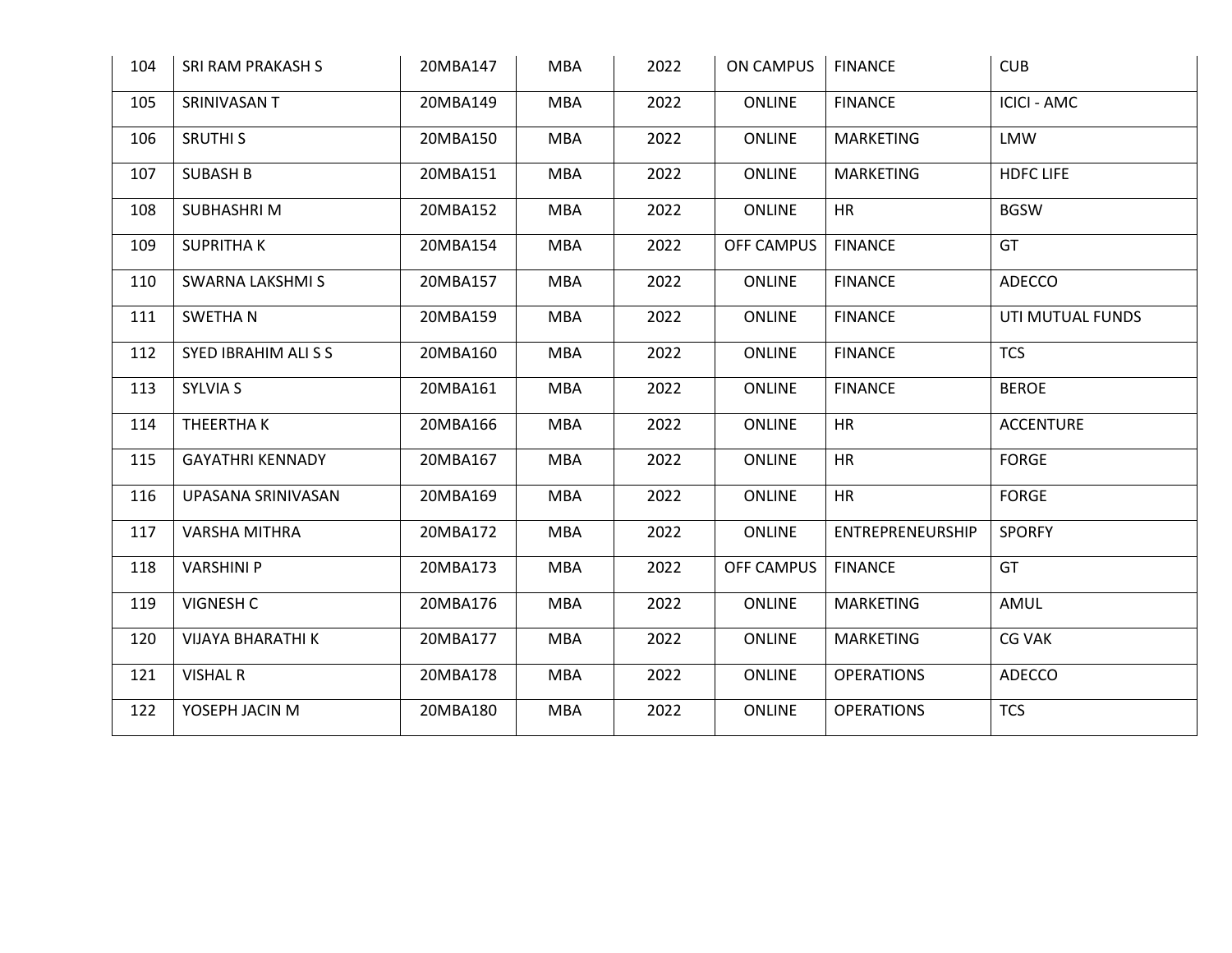| 104 | SRI RAM PRAKASH S | 20MBA147 | MBA | 2022 | ON CAMPUS | FINANCE | CUB |
|---|---|---|---|---|---|---|---|
| 105 | SRINIVASAN T | 20MBA149 | MBA | 2022 | ONLINE | FINANCE | ICICI - AMC |
| 106 | SRUTHI S | 20MBA150 | MBA | 2022 | ONLINE | MARKETING | LMW |
| 107 | SUBASH B | 20MBA151 | MBA | 2022 | ONLINE | MARKETING | HDFC LIFE |
| 108 | SUBHASHRI M | 20MBA152 | MBA | 2022 | ONLINE | HR | BGSW |
| 109 | SUPRITHA K | 20MBA154 | MBA | 2022 | OFF CAMPUS | FINANCE | GT |
| 110 | SWARNA LAKSHMI S | 20MBA157 | MBA | 2022 | ONLINE | FINANCE | ADECCO |
| 111 | SWETHA N | 20MBA159 | MBA | 2022 | ONLINE | FINANCE | UTI MUTUAL FUNDS |
| 112 | SYED IBRAHIM ALI S S | 20MBA160 | MBA | 2022 | ONLINE | FINANCE | TCS |
| 113 | SYLVIA S | 20MBA161 | MBA | 2022 | ONLINE | FINANCE | BEROE |
| 114 | THEERTHA K | 20MBA166 | MBA | 2022 | ONLINE | HR | ACCENTURE |
| 115 | GAYATHRI KENNADY | 20MBA167 | MBA | 2022 | ONLINE | HR | FORGE |
| 116 | UPASANA SRINIVASAN | 20MBA169 | MBA | 2022 | ONLINE | HR | FORGE |
| 117 | VARSHA MITHRA | 20MBA172 | MBA | 2022 | ONLINE | ENTREPRENEURSHIP | SPORFY |
| 118 | VARSHINI P | 20MBA173 | MBA | 2022 | OFF CAMPUS | FINANCE | GT |
| 119 | VIGNESH C | 20MBA176 | MBA | 2022 | ONLINE | MARKETING | AMUL |
| 120 | VIJAYA BHARATHI K | 20MBA177 | MBA | 2022 | ONLINE | MARKETING | CG VAK |
| 121 | VISHAL R | 20MBA178 | MBA | 2022 | ONLINE | OPERATIONS | ADECCO |
| 122 | YOSEPH JACIN M | 20MBA180 | MBA | 2022 | ONLINE | OPERATIONS | TCS |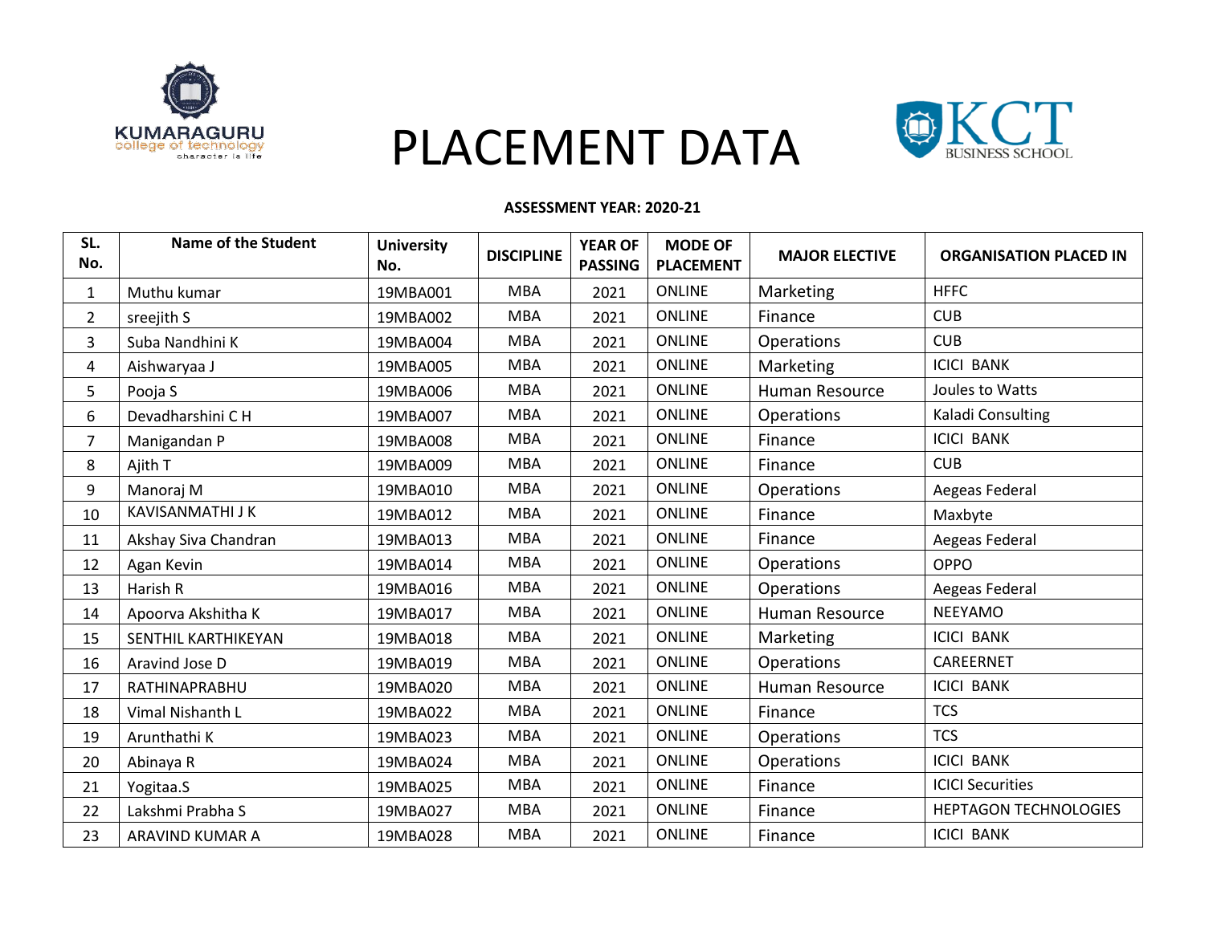# PLACEMENT DATA

**ASSESSMENT YEAR: 2020-21**

| SL. No. | Name of the Student | University No. | DISCIPLINE | YEAR OF PASSING | MODE OF PLACEMENT | MAJOR ELECTIVE | ORGANISATION PLACED IN |
|---|---|---|---|---|---|---|---|
| 1 | Muthu kumar | 19MBA001 | MBA | 2021 | ONLINE | Marketing | HFFC |
| 2 | sreejith S | 19MBA002 | MBA | 2021 | ONLINE | Finance | CUB |
| 3 | Suba Nandhini K | 19MBA004 | MBA | 2021 | ONLINE | Operations | CUB |
| 4 | Aishwaryaa J | 19MBA005 | MBA | 2021 | ONLINE | Marketing | ICICI BANK |
| 5 | Pooja S | 19MBA006 | MBA | 2021 | ONLINE | Human Resource | Joules to Watts |
| 6 | Devadharshini C H | 19MBA007 | MBA | 2021 | ONLINE | Operations | Kaladi Consulting |
| 7 | Manigandan P | 19MBA008 | MBA | 2021 | ONLINE | Finance | ICICI BANK |
| 8 | Ajith T | 19MBA009 | MBA | 2021 | ONLINE | Finance | CUB |
| 9 | Manoraj M | 19MBA010 | MBA | 2021 | ONLINE | Operations | Aegeas Federal |
| 10 | KAVISANMATHI J K | 19MBA012 | MBA | 2021 | ONLINE | Finance | Maxbyte |
| 11 | Akshay Siva Chandran | 19MBA013 | MBA | 2021 | ONLINE | Finance | Aegeas Federal |
| 12 | Agan Kevin | 19MBA014 | MBA | 2021 | ONLINE | Operations | OPPO |
| 13 | Harish R | 19MBA016 | MBA | 2021 | ONLINE | Operations | Aegeas Federal |
| 14 | Apoorva Akshitha K | 19MBA017 | MBA | 2021 | ONLINE | Human Resource | NEEYAMO |
| 15 | SENTHIL KARTHIKEYAN | 19MBA018 | MBA | 2021 | ONLINE | Marketing | ICICI BANK |
| 16 | Aravind Jose D | 19MBA019 | MBA | 2021 | ONLINE | Operations | CAREERNET |
| 17 | RATHINAPRABHU | 19MBA020 | MBA | 2021 | ONLINE | Human Resource | ICICI BANK |
| 18 | Vimal Nishanth L | 19MBA022 | MBA | 2021 | ONLINE | Finance | TCS |
| 19 | Arunthathi K | 19MBA023 | MBA | 2021 | ONLINE | Operations | TCS |
| 20 | Abinaya R | 19MBA024 | MBA | 2021 | ONLINE | Operations | ICICI BANK |
| 21 | Yogitaa.S | 19MBA025 | MBA | 2021 | ONLINE | Finance | ICICI Securities |
| 22 | Lakshmi Prabha S | 19MBA027 | MBA | 2021 | ONLINE | Finance | HEPTAGON TECHNOLOGIES |
| 23 | ARAVIND KUMAR A | 19MBA028 | MBA | 2021 | ONLINE | Finance | ICICI BANK |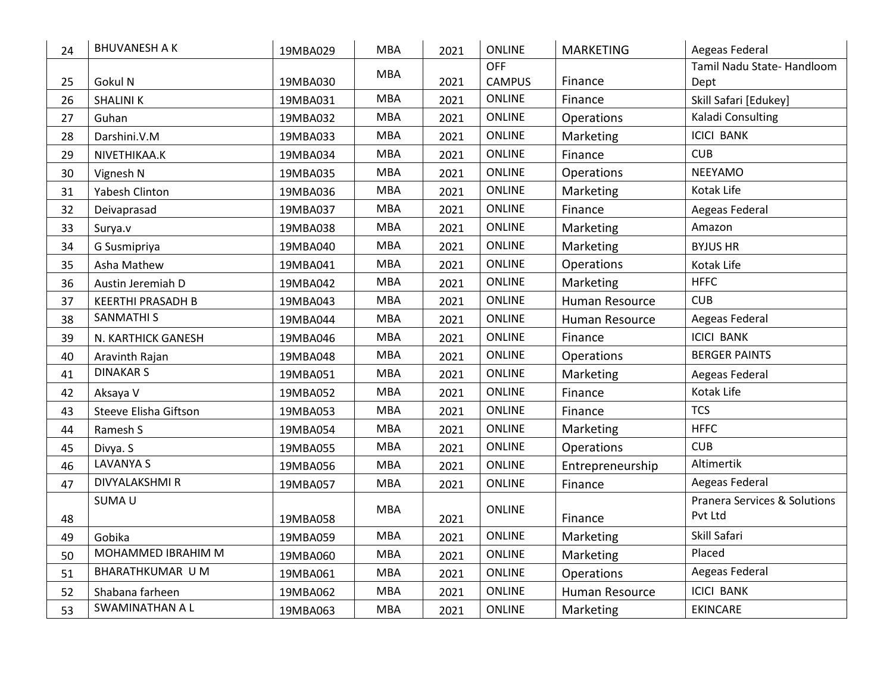| 24 | BHUVANESH A K | 19MBA029 | MBA | 2021 | ONLINE | MARKETING | Aegeas Federal |
|---|---|---|---|---|---|---|---|
| 25 | Gokul N | 19MBA030 | MBA | 2021 | OFF CAMPUS | Finance | Tamil Nadu State- Handloom Dept |
| 26 | SHALINI K | 19MBA031 | MBA | 2021 | ONLINE | Finance | Skill Safari [Edukey] |
| 27 | Guhan | 19MBA032 | MBA | 2021 | ONLINE | Operations | Kaladi Consulting |
| 28 | Darshini.V.M | 19MBA033 | MBA | 2021 | ONLINE | Marketing | ICICI BANK |
| 29 | NIVETHIKAA.K | 19MBA034 | MBA | 2021 | ONLINE | Finance | CUB |
| 30 | Vignesh N | 19MBA035 | MBA | 2021 | ONLINE | Operations | NEEYAMO |
| 31 | Yabesh Clinton | 19MBA036 | MBA | 2021 | ONLINE | Marketing | Kotak Life |
| 32 | Deivaprasad | 19MBA037 | MBA | 2021 | ONLINE | Finance | Aegeas Federal |
| 33 | Surya.v | 19MBA038 | MBA | 2021 | ONLINE | Marketing | Amazon |
| 34 | G Susmipriya | 19MBA040 | MBA | 2021 | ONLINE | Marketing | BYJUS HR |
| 35 | Asha Mathew | 19MBA041 | MBA | 2021 | ONLINE | Operations | Kotak Life |
| 36 | Austin Jeremiah D | 19MBA042 | MBA | 2021 | ONLINE | Marketing | HFFC |
| 37 | KEERTHI PRASADH B | 19MBA043 | MBA | 2021 | ONLINE | Human Resource | CUB |
| 38 | SANMATHI S | 19MBA044 | MBA | 2021 | ONLINE | Human Resource | Aegeas Federal |
| 39 | N. KARTHICK GANESH | 19MBA046 | MBA | 2021 | ONLINE | Finance | ICICI BANK |
| 40 | Aravinth Rajan | 19MBA048 | MBA | 2021 | ONLINE | Operations | BERGER PAINTS |
| 41 | DINAKAR S | 19MBA051 | MBA | 2021 | ONLINE | Marketing | Aegeas Federal |
| 42 | Aksaya V | 19MBA052 | MBA | 2021 | ONLINE | Finance | Kotak Life |
| 43 | Steeve Elisha Giftson | 19MBA053 | MBA | 2021 | ONLINE | Finance | TCS |
| 44 | Ramesh S | 19MBA054 | MBA | 2021 | ONLINE | Marketing | HFFC |
| 45 | Divya. S | 19MBA055 | MBA | 2021 | ONLINE | Operations | CUB |
| 46 | LAVANYA S | 19MBA056 | MBA | 2021 | ONLINE | Entrepreneurship | Altimertik |
| 47 | DIVYALAKSHMI R | 19MBA057 | MBA | 2021 | ONLINE | Finance | Aegeas Federal |
| 48 | SUMA U | 19MBA058 | MBA | 2021 | ONLINE | Finance | Pranera Services & Solutions Pvt Ltd |
| 49 | Gobika | 19MBA059 | MBA | 2021 | ONLINE | Marketing | Skill Safari |
| 50 | MOHAMMED IBRAHIM M | 19MBA060 | MBA | 2021 | ONLINE | Marketing | Placed |
| 51 | BHARATHKUMAR U M | 19MBA061 | MBA | 2021 | ONLINE | Operations | Aegeas Federal |
| 52 | Shabana farheen | 19MBA062 | MBA | 2021 | ONLINE | Human Resource | ICICI BANK |
| 53 | SWAMINATHAN A L | 19MBA063 | MBA | 2021 | ONLINE | Marketing | EKINCARE |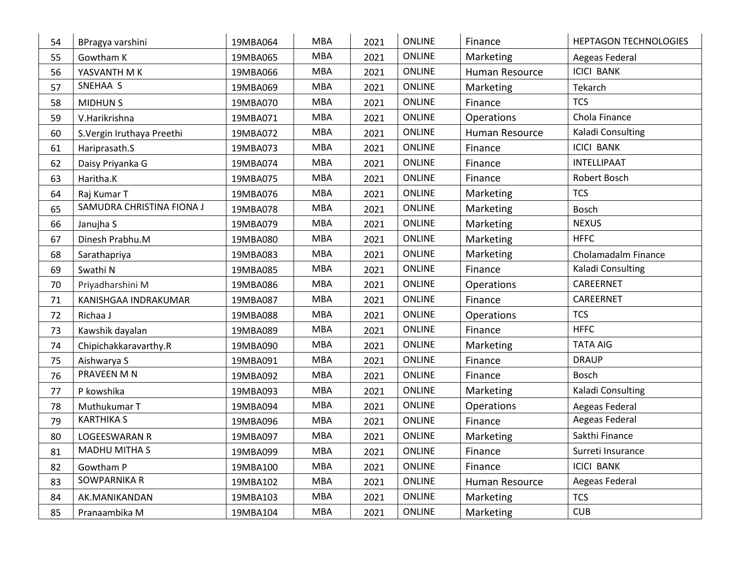| 54 | BPragya varshini | 19MBA064 | MBA | 2021 | ONLINE | Finance | HEPTAGON TECHNOLOGIES |
|---|---|---|---|---|---|---|---|
| 55 | Gowtham K | 19MBA065 | MBA | 2021 | ONLINE | Marketing | Aegeas Federal |
| 56 | YASVANTH M K | 19MBA066 | MBA | 2021 | ONLINE | Human Resource | ICICI BANK |
| 57 | SNEHAA S | 19MBA069 | MBA | 2021 | ONLINE | Marketing | Tekarch |
| 58 | MIDHUN S | 19MBA070 | MBA | 2021 | ONLINE | Finance | TCS |
| 59 | V.Harikrishna | 19MBA071 | MBA | 2021 | ONLINE | Operations | Chola Finance |
| 60 | S.Vergin Iruthaya Preethi | 19MBA072 | MBA | 2021 | ONLINE | Human Resource | Kaladi Consulting |
| 61 | Hariprasath.S | 19MBA073 | MBA | 2021 | ONLINE | Finance | ICICI BANK |
| 62 | Daisy Priyanka G | 19MBA074 | MBA | 2021 | ONLINE | Finance | INTELLIPAAT |
| 63 | Haritha.K | 19MBA075 | MBA | 2021 | ONLINE | Finance | Robert Bosch |
| 64 | Raj Kumar T | 19MBA076 | MBA | 2021 | ONLINE | Marketing | TCS |
| 65 | SAMUDRA CHRISTINA FIONA J | 19MBA078 | MBA | 2021 | ONLINE | Marketing | Bosch |
| 66 | Janujha S | 19MBA079 | MBA | 2021 | ONLINE | Marketing | NEXUS |
| 67 | Dinesh Prabhu.M | 19MBA080 | MBA | 2021 | ONLINE | Marketing | HFFC |
| 68 | Sarathapriya | 19MBA083 | MBA | 2021 | ONLINE | Marketing | Cholamadalm Finance |
| 69 | Swathi N | 19MBA085 | MBA | 2021 | ONLINE | Finance | Kaladi Consulting |
| 70 | Priyadharshini M | 19MBA086 | MBA | 2021 | ONLINE | Operations | CAREERNET |
| 71 | KANISHGAA INDRAKUMAR | 19MBA087 | MBA | 2021 | ONLINE | Finance | CAREERNET |
| 72 | Richaa J | 19MBA088 | MBA | 2021 | ONLINE | Operations | TCS |
| 73 | Kawshik dayalan | 19MBA089 | MBA | 2021 | ONLINE | Finance | HFFC |
| 74 | Chipichakkaravarthy.R | 19MBA090 | MBA | 2021 | ONLINE | Marketing | TATA AIG |
| 75 | Aishwarya S | 19MBA091 | MBA | 2021 | ONLINE | Finance | DRAUP |
| 76 | PRAVEEN M N | 19MBA092 | MBA | 2021 | ONLINE | Finance | Bosch |
| 77 | P kowshika | 19MBA093 | MBA | 2021 | ONLINE | Marketing | Kaladi Consulting |
| 78 | Muthukumar T | 19MBA094 | MBA | 2021 | ONLINE | Operations | Aegeas Federal |
| 79 | KARTHIKA S | 19MBA096 | MBA | 2021 | ONLINE | Finance | Aegeas Federal |
| 80 | LOGEESWARAN R | 19MBA097 | MBA | 2021 | ONLINE | Marketing | Sakthi Finance |
| 81 | MADHU MITHA S | 19MBA099 | MBA | 2021 | ONLINE | Finance | Surreti Insurance |
| 82 | Gowtham P | 19MBA100 | MBA | 2021 | ONLINE | Finance | ICICI BANK |
| 83 | SOWPARNIKA R | 19MBA102 | MBA | 2021 | ONLINE | Human Resource | Aegeas Federal |
| 84 | AK.MANIKANDAN | 19MBA103 | MBA | 2021 | ONLINE | Marketing | TCS |
| 85 | Pranaambika M | 19MBA104 | MBA | 2021 | ONLINE | Marketing | CUB |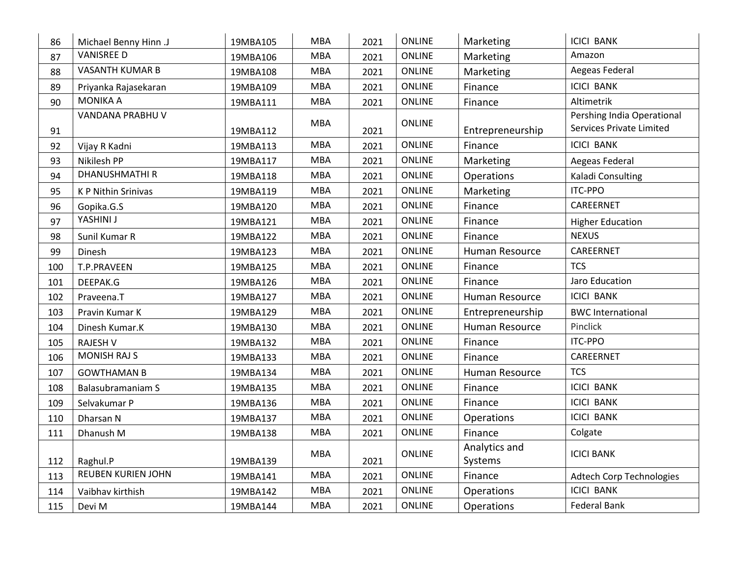| 86 | Michael Benny Hinn .J | 19MBA105 | MBA | 2021 | ONLINE | Marketing | ICICI BANK |
|---|---|---|---|---|---|---|---|
| 87 | VANISREE D | 19MBA106 | MBA | 2021 | ONLINE | Marketing | Amazon |
| 88 | VASANTH KUMAR B | 19MBA108 | MBA | 2021 | ONLINE | Marketing | Aegeas Federal |
| 89 | Priyanka Rajasekaran | 19MBA109 | MBA | 2021 | ONLINE | Finance | ICICI BANK |
| 90 | MONIKA A | 19MBA111 | MBA | 2021 | ONLINE | Finance | Altimetrik |
| 91 | VANDANA PRABHU V | 19MBA112 | MBA | 2021 | ONLINE | Entrepreneurship | Pershing India Operational Services Private Limited |
| 92 | Vijay R Kadni | 19MBA113 | MBA | 2021 | ONLINE | Finance | ICICI BANK |
| 93 | Nikilesh PP | 19MBA117 | MBA | 2021 | ONLINE | Marketing | Aegeas Federal |
| 94 | DHANUSHMATHI R | 19MBA118 | MBA | 2021 | ONLINE | Operations | Kaladi Consulting |
| 95 | K P Nithin Srinivas | 19MBA119 | MBA | 2021 | ONLINE | Marketing | ITC-PPO |
| 96 | Gopika.G.S | 19MBA120 | MBA | 2021 | ONLINE | Finance | CAREERNET |
| 97 | YASHINI J | 19MBA121 | MBA | 2021 | ONLINE | Finance | Higher Education |
| 98 | Sunil Kumar R | 19MBA122 | MBA | 2021 | ONLINE | Finance | NEXUS |
| 99 | Dinesh | 19MBA123 | MBA | 2021 | ONLINE | Human Resource | CAREERNET |
| 100 | T.P.PRAVEEN | 19MBA125 | MBA | 2021 | ONLINE | Finance | TCS |
| 101 | DEEPAK.G | 19MBA126 | MBA | 2021 | ONLINE | Finance | Jaro Education |
| 102 | Praveena.T | 19MBA127 | MBA | 2021 | ONLINE | Human Resource | ICICI BANK |
| 103 | Pravin Kumar K | 19MBA129 | MBA | 2021 | ONLINE | Entrepreneurship | BWC International |
| 104 | Dinesh Kumar.K | 19MBA130 | MBA | 2021 | ONLINE | Human Resource | Pinclick |
| 105 | RAJESH V | 19MBA132 | MBA | 2021 | ONLINE | Finance | ITC-PPO |
| 106 | MONISH RAJ S | 19MBA133 | MBA | 2021 | ONLINE | Finance | CAREERNET |
| 107 | GOWTHAMAN B | 19MBA134 | MBA | 2021 | ONLINE | Human Resource | TCS |
| 108 | Balasubramaniam S | 19MBA135 | MBA | 2021 | ONLINE | Finance | ICICI BANK |
| 109 | Selvakumar P | 19MBA136 | MBA | 2021 | ONLINE | Finance | ICICI BANK |
| 110 | Dharsan N | 19MBA137 | MBA | 2021 | ONLINE | Operations | ICICI BANK |
| 111 | Dhanush M | 19MBA138 | MBA | 2021 | ONLINE | Finance | Colgate |
| 112 | Raghul.P | 19MBA139 | MBA | 2021 | ONLINE | Analytics and Systems | ICICI BANK |
| 113 | REUBEN KURIEN JOHN | 19MBA141 | MBA | 2021 | ONLINE | Finance | Adtech Corp Technologies |
| 114 | Vaibhav kirthish | 19MBA142 | MBA | 2021 | ONLINE | Operations | ICICI BANK |
| 115 | Devi M | 19MBA144 | MBA | 2021 | ONLINE | Operations | Federal Bank |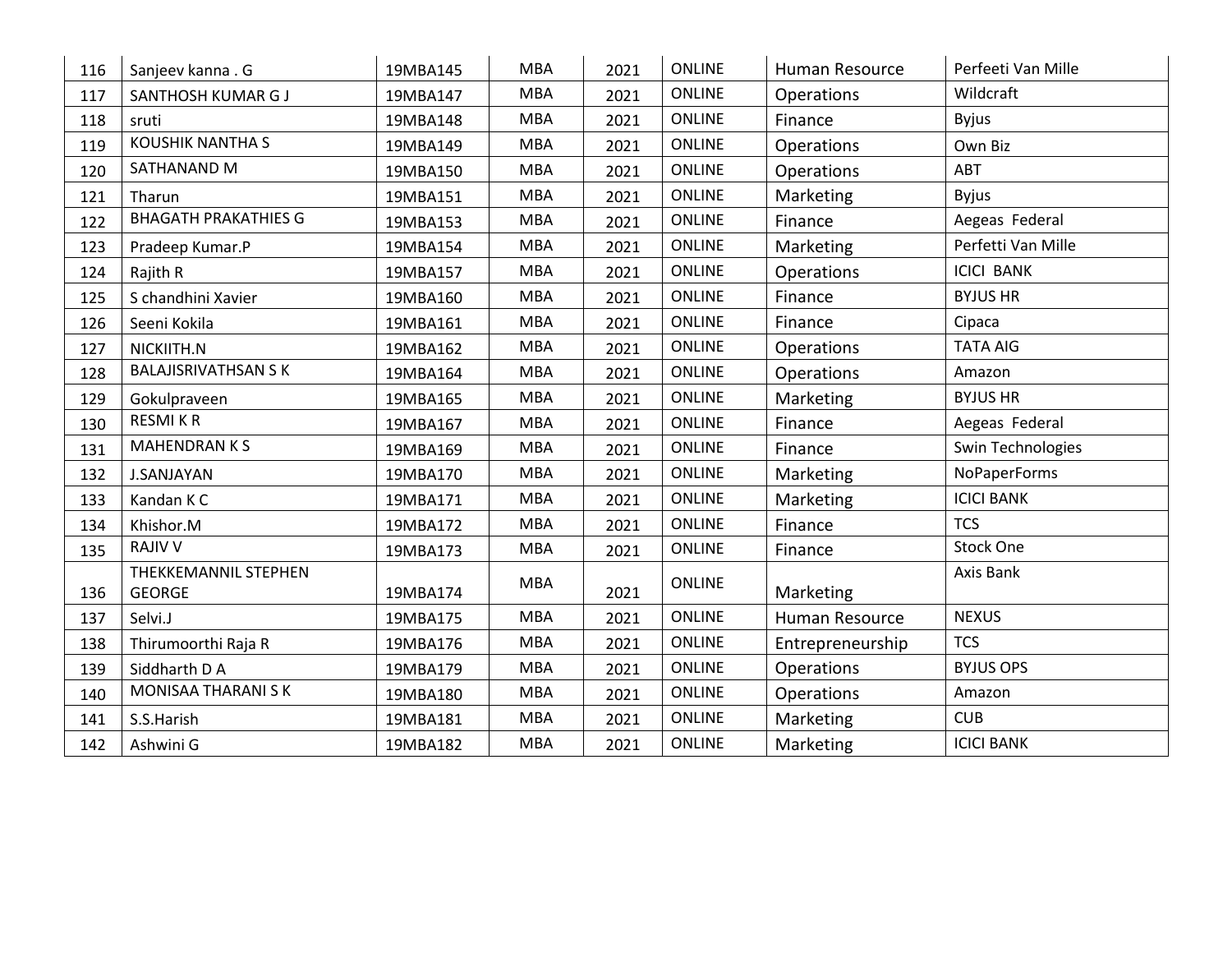| | | | | | | | |
|---|---|---|---|---|---|---|---|
| 116 | Sanjeev kanna . G | 19MBA145 | MBA | 2021 | ONLINE | Human Resource | Perfeeti Van Mille |
| 117 | SANTHOSH KUMAR G J | 19MBA147 | MBA | 2021 | ONLINE | Operations | Wildcraft |
| 118 | sruti | 19MBA148 | MBA | 2021 | ONLINE | Finance | Byjus |
| 119 | KOUSHIK NANTHA S | 19MBA149 | MBA | 2021 | ONLINE | Operations | Own Biz |
| 120 | SATHANAND M | 19MBA150 | MBA | 2021 | ONLINE | Operations | ABT |
| 121 | Tharun | 19MBA151 | MBA | 2021 | ONLINE | Marketing | Byjus |
| 122 | BHAGATH PRAKATHIES G | 19MBA153 | MBA | 2021 | ONLINE | Finance | Aegeas Federal |
| 123 | Pradeep Kumar.P | 19MBA154 | MBA | 2021 | ONLINE | Marketing | Perfetti Van Mille |
| 124 | Rajith R | 19MBA157 | MBA | 2021 | ONLINE | Operations | ICICI BANK |
| 125 | S chandhini Xavier | 19MBA160 | MBA | 2021 | ONLINE | Finance | BYJUS HR |
| 126 | Seeni Kokila | 19MBA161 | MBA | 2021 | ONLINE | Finance | Cipaca |
| 127 | NICKIITH.N | 19MBA162 | MBA | 2021 | ONLINE | Operations | TATA AIG |
| 128 | BALAJISRIVATHSAN S K | 19MBA164 | MBA | 2021 | ONLINE | Operations | Amazon |
| 129 | Gokulpraveen | 19MBA165 | MBA | 2021 | ONLINE | Marketing | BYJUS HR |
| 130 | RESMI K R | 19MBA167 | MBA | 2021 | ONLINE | Finance | Aegeas Federal |
| 131 | MAHENDRAN K S | 19MBA169 | MBA | 2021 | ONLINE | Finance | Swin Technologies |
| 132 | J.SANJAYAN | 19MBA170 | MBA | 2021 | ONLINE | Marketing | NoPaperForms |
| 133 | Kandan K C | 19MBA171 | MBA | 2021 | ONLINE | Marketing | ICICI BANK |
| 134 | Khishor.M | 19MBA172 | MBA | 2021 | ONLINE | Finance | TCS |
| 135 | RAJIV V | 19MBA173 | MBA | 2021 | ONLINE | Finance | Stock One |
| 136 | THEKKEMANNIL STEPHEN GEORGE | 19MBA174 | MBA | 2021 | ONLINE | Marketing | Axis Bank |
| 137 | Selvi.J | 19MBA175 | MBA | 2021 | ONLINE | Human Resource | NEXUS |
| 138 | Thirumoorthi Raja R | 19MBA176 | MBA | 2021 | ONLINE | Entrepreneurship | TCS |
| 139 | Siddharth D A | 19MBA179 | MBA | 2021 | ONLINE | Operations | BYJUS OPS |
| 140 | MONISAA THARANI S K | 19MBA180 | MBA | 2021 | ONLINE | Operations | Amazon |
| 141 | S.S.Harish | 19MBA181 | MBA | 2021 | ONLINE | Marketing | CUB |
| 142 | Ashwini G | 19MBA182 | MBA | 2021 | ONLINE | Marketing | ICICI BANK |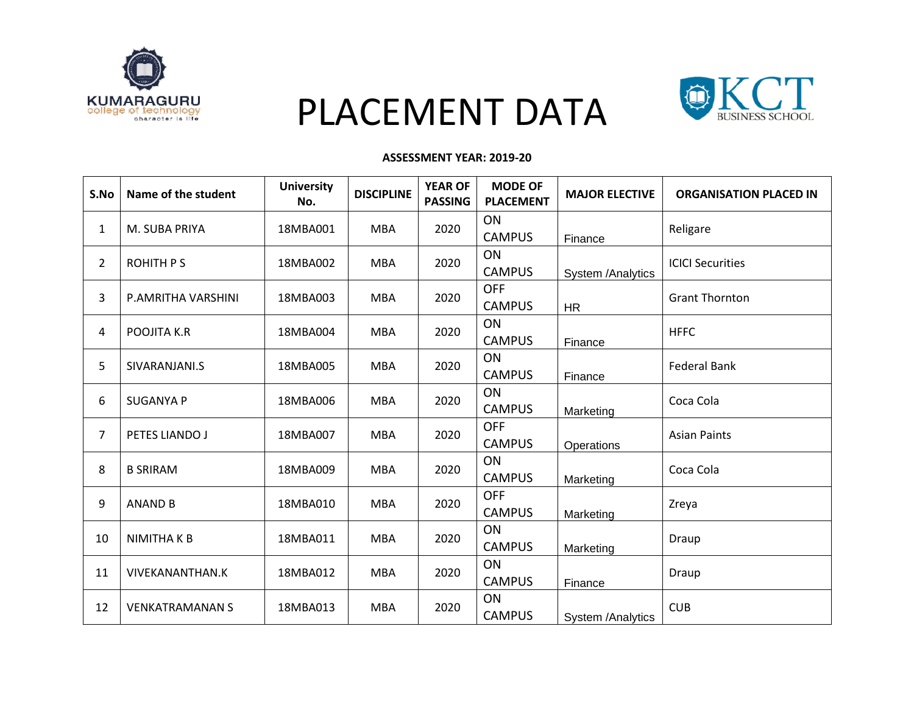# PLACEMENT DATA

**ASSESSMENT YEAR: 2019-20**

| S.No | Name of the student | University No. | DISCIPLINE | YEAR OF PASSING | MODE OF PLACEMENT | MAJOR ELECTIVE | ORGANISATION PLACED IN |
|---|---|---|---|---|---|---|---|
| 1 | M. SUBA PRIYA | 18MBA001 | MBA | 2020 | ON CAMPUS | Finance | Religare |
| 2 | ROHITH P S | 18MBA002 | MBA | 2020 | ON CAMPUS | System /Analytics | ICICI Securities |
| 3 | P.AMRITHA VARSHINI | 18MBA003 | MBA | 2020 | OFF CAMPUS | HR | Grant Thornton |
| 4 | POOJITA K.R | 18MBA004 | MBA | 2020 | ON CAMPUS | Finance | HFFC |
| 5 | SIVARANJANI.S | 18MBA005 | MBA | 2020 | ON CAMPUS | Finance | Federal Bank |
| 6 | SUGANYA P | 18MBA006 | MBA | 2020 | ON CAMPUS | Marketing | Coca Cola |
| 7 | PETES LIANDO J | 18MBA007 | MBA | 2020 | OFF CAMPUS | Operations | Asian Paints |
| 8 | B SRIRAM | 18MBA009 | MBA | 2020 | ON CAMPUS | Marketing | Coca Cola |
| 9 | ANAND B | 18MBA010 | MBA | 2020 | OFF CAMPUS | Marketing | Zreya |
| 10 | NIMITHA K B | 18MBA011 | MBA | 2020 | ON CAMPUS | Marketing | Draup |
| 11 | VIVEKANANTHAN.K | 18MBA012 | MBA | 2020 | ON CAMPUS | Finance | Draup |
| 12 | VENKATRAMANAN S | 18MBA013 | MBA | 2020 | ON CAMPUS | System /Analytics | CUB |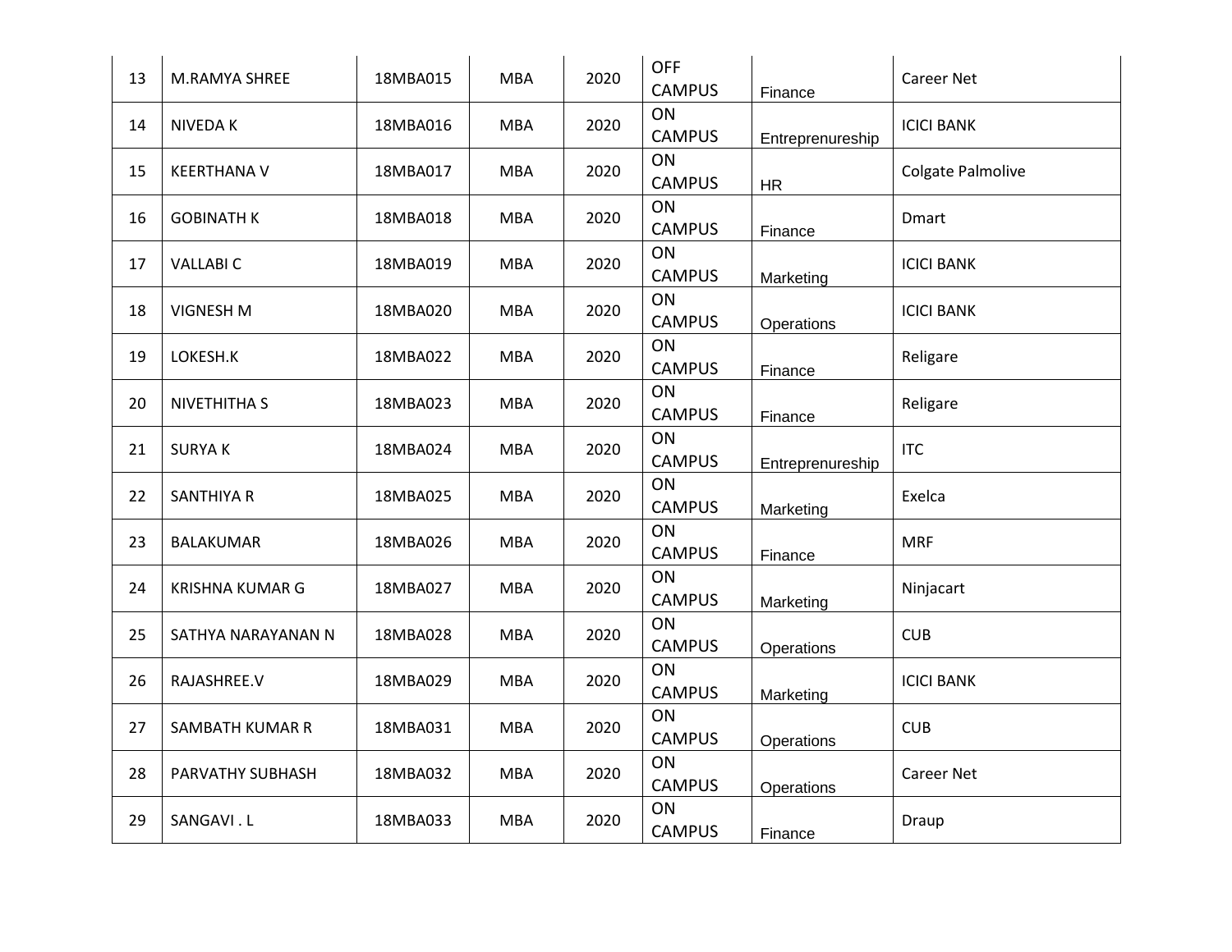| 13 | M.RAMYA SHREE | 18MBA015 | MBA | 2020 | OFF CAMPUS | Finance | Career Net |
|---|---|---|---|---|---|---|---|
| 14 | NIVEDA K | 18MBA016 | MBA | 2020 | ON CAMPUS | Entreprenureship | ICICI BANK |
| 15 | KEERTHANA V | 18MBA017 | MBA | 2020 | ON CAMPUS | HR | Colgate Palmolive |
| 16 | GOBINATH K | 18MBA018 | MBA | 2020 | ON CAMPUS | Finance | Dmart |
| 17 | VALLABI C | 18MBA019 | MBA | 2020 | ON CAMPUS | Marketing | ICICI BANK |
| 18 | VIGNESH M | 18MBA020 | MBA | 2020 | ON CAMPUS | Operations | ICICI BANK |
| 19 | LOKESH.K | 18MBA022 | MBA | 2020 | ON CAMPUS | Finance | Religare |
| 20 | NIVETHITHA S | 18MBA023 | MBA | 2020 | ON CAMPUS | Finance | Religare |
| 21 | SURYA K | 18MBA024 | MBA | 2020 | ON CAMPUS | Entreprenureship | ITC |
| 22 | SANTHIYA R | 18MBA025 | MBA | 2020 | ON CAMPUS | Marketing | Exelca |
| 23 | BALAKUMAR | 18MBA026 | MBA | 2020 | ON CAMPUS | Finance | MRF |
| 24 | KRISHNA KUMAR G | 18MBA027 | MBA | 2020 | ON CAMPUS | Marketing | Ninjacart |
| 25 | SATHYA NARAYANAN N | 18MBA028 | MBA | 2020 | ON CAMPUS | Operations | CUB |
| 26 | RAJASHREE.V | 18MBA029 | MBA | 2020 | ON CAMPUS | Marketing | ICICI BANK |
| 27 | SAMBATH KUMAR R | 18MBA031 | MBA | 2020 | ON CAMPUS | Operations | CUB |
| 28 | PARVATHY SUBHASH | 18MBA032 | MBA | 2020 | ON CAMPUS | Operations | Career Net |
| 29 | SANGAVI . L | 18MBA033 | MBA | 2020 | ON CAMPUS | Finance | Draup |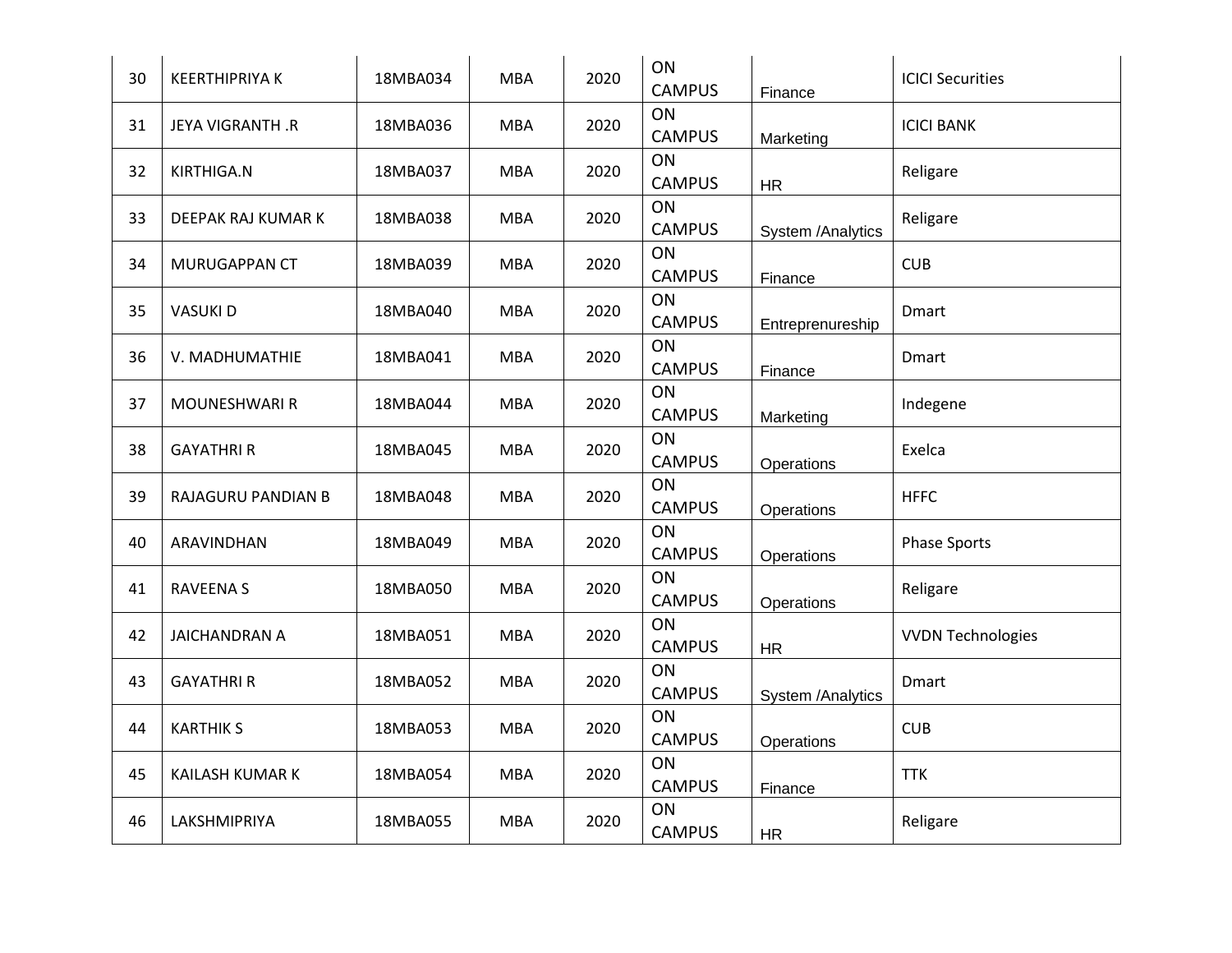| 30 | KEERTHIPRIYA K | 18MBA034 | MBA | 2020 | ON CAMPUS | Finance | ICICI Securities |
|---|---|---|---|---|---|---|---|
| 31 | JEYA VIGRANTH .R | 18MBA036 | MBA | 2020 | ON CAMPUS | Marketing | ICICI BANK |
| 32 | KIRTHIGA.N | 18MBA037 | MBA | 2020 | ON CAMPUS | HR | Religare |
| 33 | DEEPAK RAJ KUMAR K | 18MBA038 | MBA | 2020 | ON CAMPUS | System /Analytics | Religare |
| 34 | MURUGAPPAN CT | 18MBA039 | MBA | 2020 | ON CAMPUS | Finance | CUB |
| 35 | VASUKI D | 18MBA040 | MBA | 2020 | ON CAMPUS | Entreprenureship | Dmart |
| 36 | V. MADHUMATHIE | 18MBA041 | MBA | 2020 | ON CAMPUS | Finance | Dmart |
| 37 | MOUNESHWARI R | 18MBA044 | MBA | 2020 | ON CAMPUS | Marketing | Indegene |
| 38 | GAYATHRI R | 18MBA045 | MBA | 2020 | ON CAMPUS | Operations | Exelca |
| 39 | RAJAGURU PANDIAN B | 18MBA048 | MBA | 2020 | ON CAMPUS | Operations | HFFC |
| 40 | ARAVINDHAN | 18MBA049 | MBA | 2020 | ON CAMPUS | Operations | Phase Sports |
| 41 | RAVEENA S | 18MBA050 | MBA | 2020 | ON CAMPUS | Operations | Religare |
| 42 | JAICHANDRAN A | 18MBA051 | MBA | 2020 | ON CAMPUS | HR | VVDN Technologies |
| 43 | GAYATHRI R | 18MBA052 | MBA | 2020 | ON CAMPUS | System /Analytics | Dmart |
| 44 | KARTHIK S | 18MBA053 | MBA | 2020 | ON CAMPUS | Operations | CUB |
| 45 | KAILASH KUMAR K | 18MBA054 | MBA | 2020 | ON CAMPUS | Finance | TTK |
| 46 | LAKSHMIPRIYA | 18MBA055 | MBA | 2020 | ON CAMPUS | HR | Religare |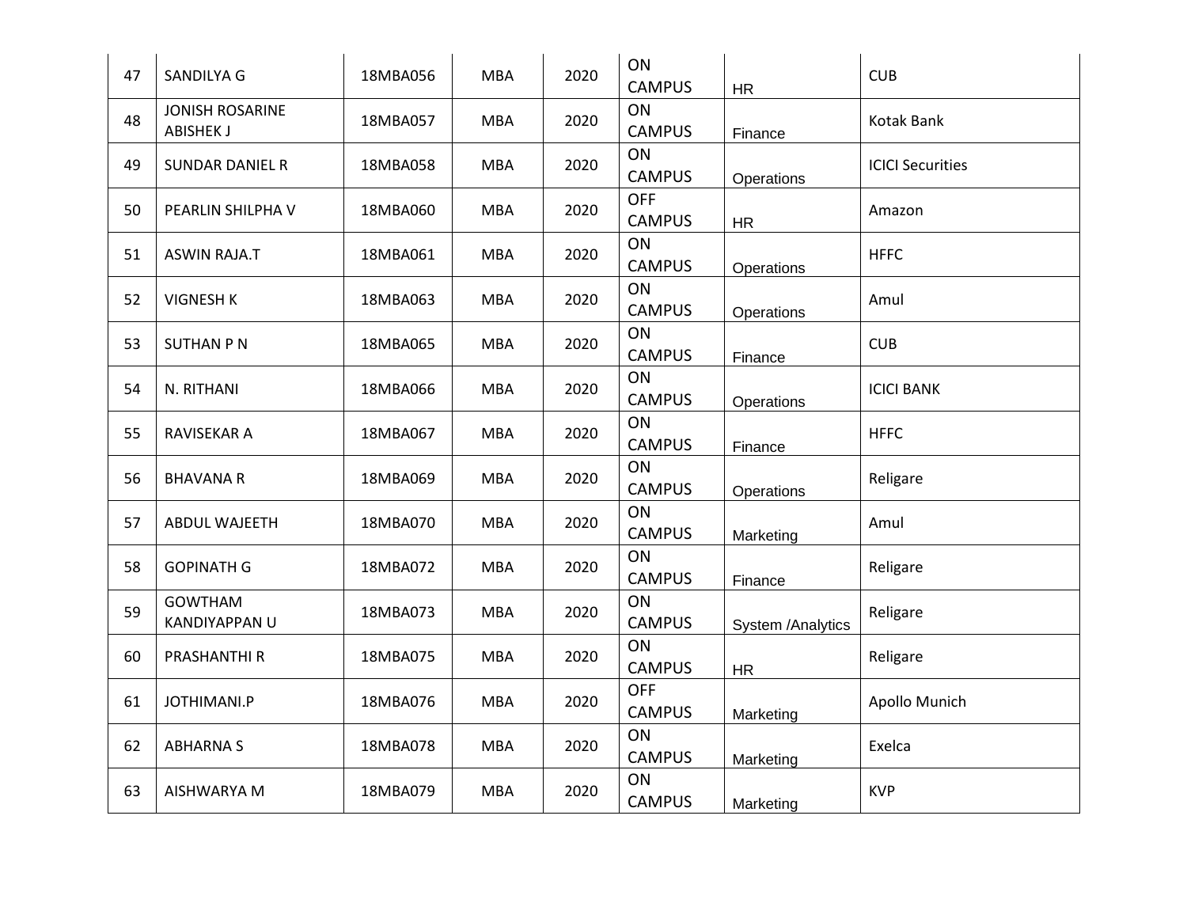| 47 | SANDILYA G | 18MBA056 | MBA | 2020 | ON CAMPUS | HR | CUB |
|---|---|---|---|---|---|---|---|
| 48 | JONISH ROSARINE ABISHEK J | 18MBA057 | MBA | 2020 | ON CAMPUS | Finance | Kotak Bank |
| 49 | SUNDAR DANIEL R | 18MBA058 | MBA | 2020 | ON CAMPUS | Operations | ICICI Securities |
| 50 | PEARLIN SHILPHA V | 18MBA060 | MBA | 2020 | OFF CAMPUS | HR | Amazon |
| 51 | ASWIN RAJA.T | 18MBA061 | MBA | 2020 | ON CAMPUS | Operations | HFFC |
| 52 | VIGNESH K | 18MBA063 | MBA | 2020 | ON CAMPUS | Operations | Amul |
| 53 | SUTHAN P N | 18MBA065 | MBA | 2020 | ON CAMPUS | Finance | CUB |
| 54 | N. RITHANI | 18MBA066 | MBA | 2020 | ON CAMPUS | Operations | ICICI BANK |
| 55 | RAVISEKAR A | 18MBA067 | MBA | 2020 | ON CAMPUS | Finance | HFFC |
| 56 | BHAVANA R | 18MBA069 | MBA | 2020 | ON CAMPUS | Operations | Religare |
| 57 | ABDUL WAJEETH | 18MBA070 | MBA | 2020 | ON CAMPUS | Marketing | Amul |
| 58 | GOPINATH G | 18MBA072 | MBA | 2020 | ON CAMPUS | Finance | Religare |
| 59 | GOWTHAM KANDIYAPPAN U | 18MBA073 | MBA | 2020 | ON CAMPUS | System /Analytics | Religare |
| 60 | PRASHANTHI R | 18MBA075 | MBA | 2020 | ON CAMPUS | HR | Religare |
| 61 | JOTHIMANI.P | 18MBA076 | MBA | 2020 | OFF CAMPUS | Marketing | Apollo Munich |
| 62 | ABHARNA S | 18MBA078 | MBA | 2020 | ON CAMPUS | Marketing | Exelca |
| 63 | AISHWARYA M | 18MBA079 | MBA | 2020 | ON CAMPUS | Marketing | KVP |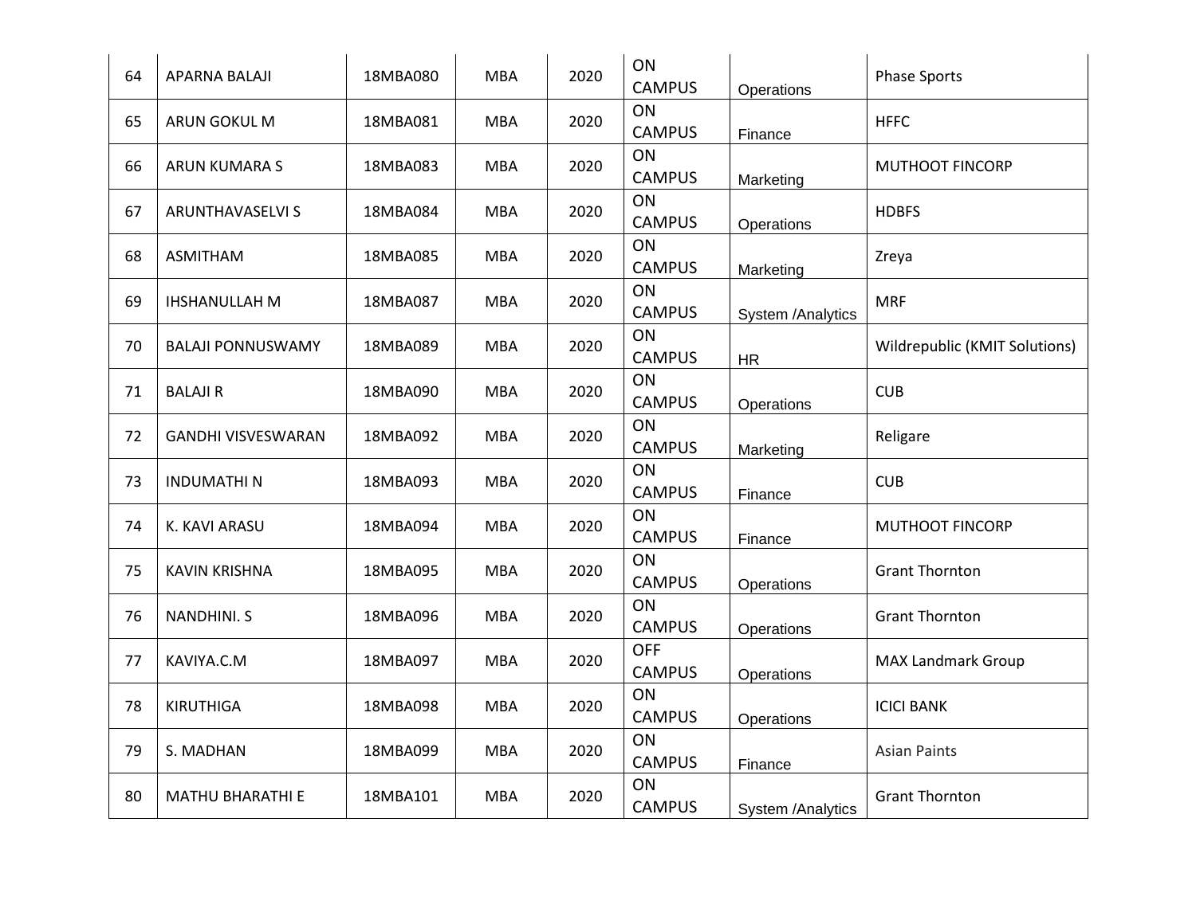| | | | | | | | |
|---|---|---|---|---|---|---|---|
| 64 | APARNA BALAJI | 18MBA080 | MBA | 2020 | ON CAMPUS | Operations | Phase Sports |
| 65 | ARUN GOKUL M | 18MBA081 | MBA | 2020 | ON CAMPUS | Finance | HFFC |
| 66 | ARUN KUMARA S | 18MBA083 | MBA | 2020 | ON CAMPUS | Marketing | MUTHOOT FINCORP |
| 67 | ARUNTHAVASELVI S | 18MBA084 | MBA | 2020 | ON CAMPUS | Operations | HDBFS |
| 68 | ASMITHAM | 18MBA085 | MBA | 2020 | ON CAMPUS | Marketing | Zreya |
| 69 | IHSHANULLAH M | 18MBA087 | MBA | 2020 | ON CAMPUS | System /Analytics | MRF |
| 70 | BALAJI PONNUSWAMY | 18MBA089 | MBA | 2020 | ON CAMPUS | HR | Wildrepublic (KMIT Solutions) |
| 71 | BALAJI R | 18MBA090 | MBA | 2020 | ON CAMPUS | Operations | CUB |
| 72 | GANDHI VISVESWARAN | 18MBA092 | MBA | 2020 | ON CAMPUS | Marketing | Religare |
| 73 | INDUMATHI N | 18MBA093 | MBA | 2020 | ON CAMPUS | Finance | CUB |
| 74 | K. KAVI ARASU | 18MBA094 | MBA | 2020 | ON CAMPUS | Finance | MUTHOOT FINCORP |
| 75 | KAVIN KRISHNA | 18MBA095 | MBA | 2020 | ON CAMPUS | Operations | Grant Thornton |
| 76 | NANDHINI. S | 18MBA096 | MBA | 2020 | ON CAMPUS | Operations | Grant Thornton |
| 77 | KAVIYA.C.M | 18MBA097 | MBA | 2020 | OFF CAMPUS | Operations | MAX Landmark Group |
| 78 | KIRUTHIGA | 18MBA098 | MBA | 2020 | ON CAMPUS | Operations | ICICI BANK |
| 79 | S. MADHAN | 18MBA099 | MBA | 2020 | ON CAMPUS | Finance | Asian Paints |
| 80 | MATHU BHARATHI E | 18MBA101 | MBA | 2020 | ON CAMPUS | System /Analytics | Grant Thornton |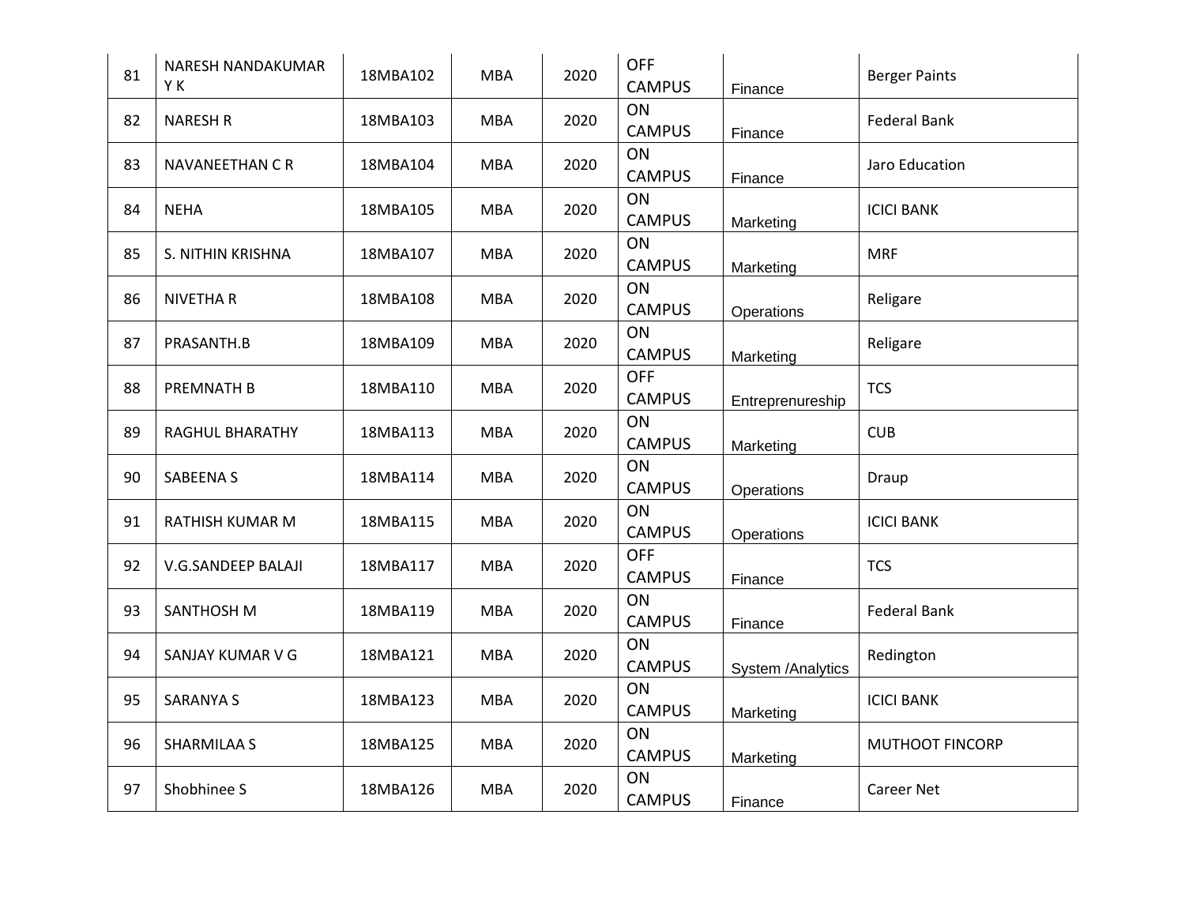| 81 | NARESH NANDAKUMAR Y K | 18MBA102 | MBA | 2020 | OFF CAMPUS | Finance | Berger Paints |
|---|---|---|---|---|---|---|---|
| 82 | NARESH R | 18MBA103 | MBA | 2020 | ON CAMPUS | Finance | Federal Bank |
| 83 | NAVANEETHAN C R | 18MBA104 | MBA | 2020 | ON CAMPUS | Finance | Jaro Education |
| 84 | NEHA | 18MBA105 | MBA | 2020 | ON CAMPUS | Marketing | ICICI BANK |
| 85 | S. NITHIN KRISHNA | 18MBA107 | MBA | 2020 | ON CAMPUS | Marketing | MRF |
| 86 | NIVETHA R | 18MBA108 | MBA | 2020 | ON CAMPUS | Operations | Religare |
| 87 | PRASANTH.B | 18MBA109 | MBA | 2020 | ON CAMPUS | Marketing | Religare |
| 88 | PREMNATH B | 18MBA110 | MBA | 2020 | OFF CAMPUS | Entreprenureship | TCS |
| 89 | RAGHUL BHARATHY | 18MBA113 | MBA | 2020 | ON CAMPUS | Marketing | CUB |
| 90 | SABEENA S | 18MBA114 | MBA | 2020 | ON CAMPUS | Operations | Draup |
| 91 | RATHISH KUMAR M | 18MBA115 | MBA | 2020 | ON CAMPUS | Operations | ICICI BANK |
| 92 | V.G.SANDEEP BALAJI | 18MBA117 | MBA | 2020 | OFF CAMPUS | Finance | TCS |
| 93 | SANTHOSH M | 18MBA119 | MBA | 2020 | ON CAMPUS | Finance | Federal Bank |
| 94 | SANJAY KUMAR V G | 18MBA121 | MBA | 2020 | ON CAMPUS | System /Analytics | Redington |
| 95 | SARANYA S | 18MBA123 | MBA | 2020 | ON CAMPUS | Marketing | ICICI BANK |
| 96 | SHARMILAA S | 18MBA125 | MBA | 2020 | ON CAMPUS | Marketing | MUTHOOT FINCORP |
| 97 | Shobhinee S | 18MBA126 | MBA | 2020 | ON CAMPUS | Finance | Career Net |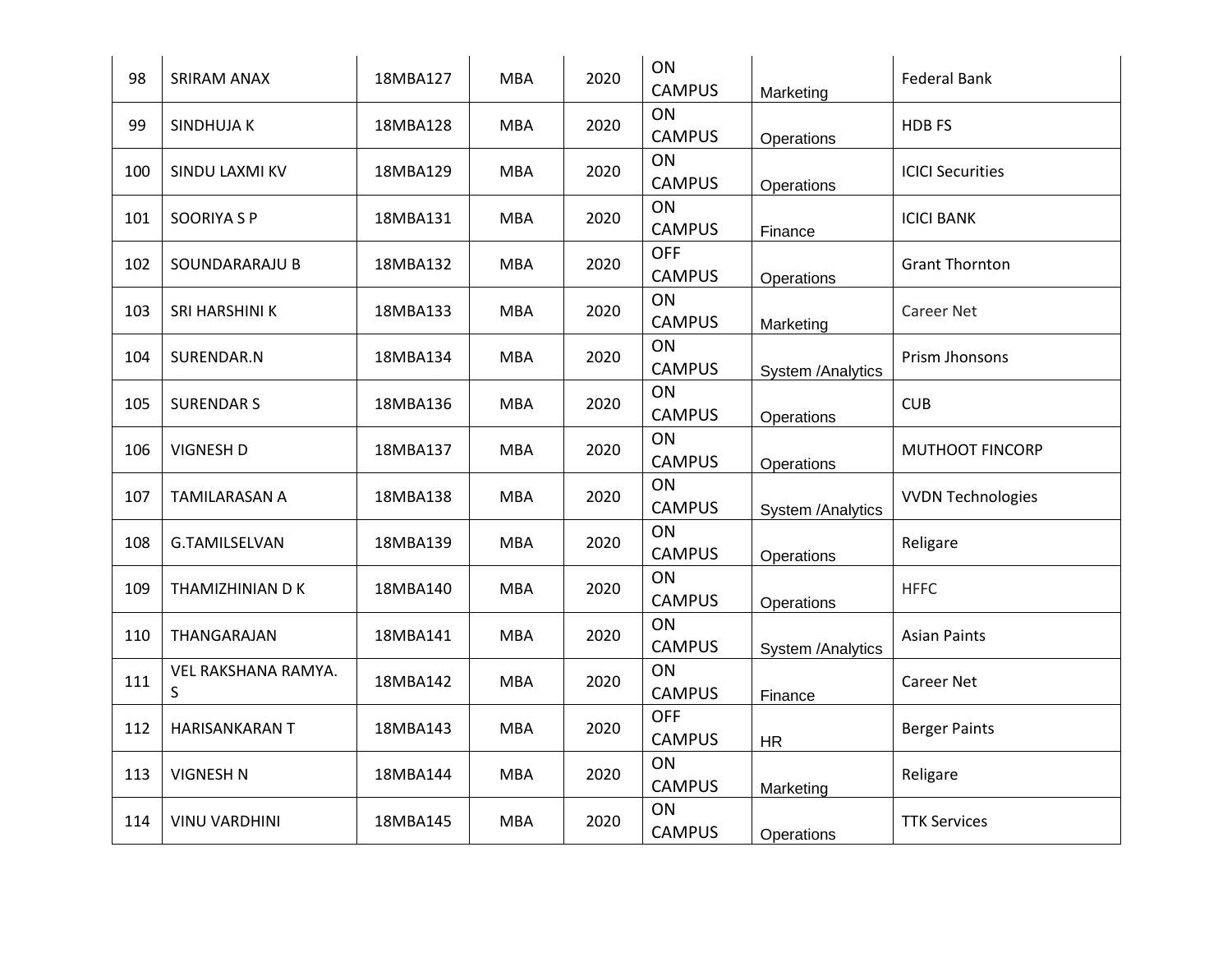| 98 | SRIRAM ANAX | 18MBA127 | MBA | 2020 | ON CAMPUS | Marketing | Federal Bank |
|---|---|---|---|---|---|---|---|
| 99 | SINDHUJA K | 18MBA128 | MBA | 2020 | ON CAMPUS | Operations | HDB FS |
| 100 | SINDU LAXMI KV | 18MBA129 | MBA | 2020 | ON CAMPUS | Operations | ICICI Securities |
| 101 | SOORIYA S P | 18MBA131 | MBA | 2020 | ON CAMPUS | Finance | ICICI BANK |
| 102 | SOUNDARARAJU B | 18MBA132 | MBA | 2020 | OFF CAMPUS | Operations | Grant Thornton |
| 103 | SRI HARSHINI K | 18MBA133 | MBA | 2020 | ON CAMPUS | Marketing | Career Net |
| 104 | SURENDAR.N | 18MBA134 | MBA | 2020 | ON CAMPUS | System /Analytics | Prism Jhonsons |
| 105 | SURENDAR S | 18MBA136 | MBA | 2020 | ON CAMPUS | Operations | CUB |
| 106 | VIGNESH D | 18MBA137 | MBA | 2020 | ON CAMPUS | Operations | MUTHOOT FINCORP |
| 107 | TAMILARASAN A | 18MBA138 | MBA | 2020 | ON CAMPUS | System /Analytics | VVDN Technologies |
| 108 | G.TAMILSELVAN | 18MBA139 | MBA | 2020 | ON CAMPUS | Operations | Religare |
| 109 | THAMIZHINIAN D K | 18MBA140 | MBA | 2020 | ON CAMPUS | Operations | HFFC |
| 110 | THANGARAJAN | 18MBA141 | MBA | 2020 | ON CAMPUS | System /Analytics | Asian Paints |
| 111 | VEL RAKSHANA RAMYA. S | 18MBA142 | MBA | 2020 | ON CAMPUS | Finance | Career Net |
| 112 | HARISANKARAN T | 18MBA143 | MBA | 2020 | OFF CAMPUS | HR | Berger Paints |
| 113 | VIGNESH N | 18MBA144 | MBA | 2020 | ON CAMPUS | Marketing | Religare |
| 114 | VINU VARDHINI | 18MBA145 | MBA | 2020 | ON CAMPUS | Operations | TTK Services |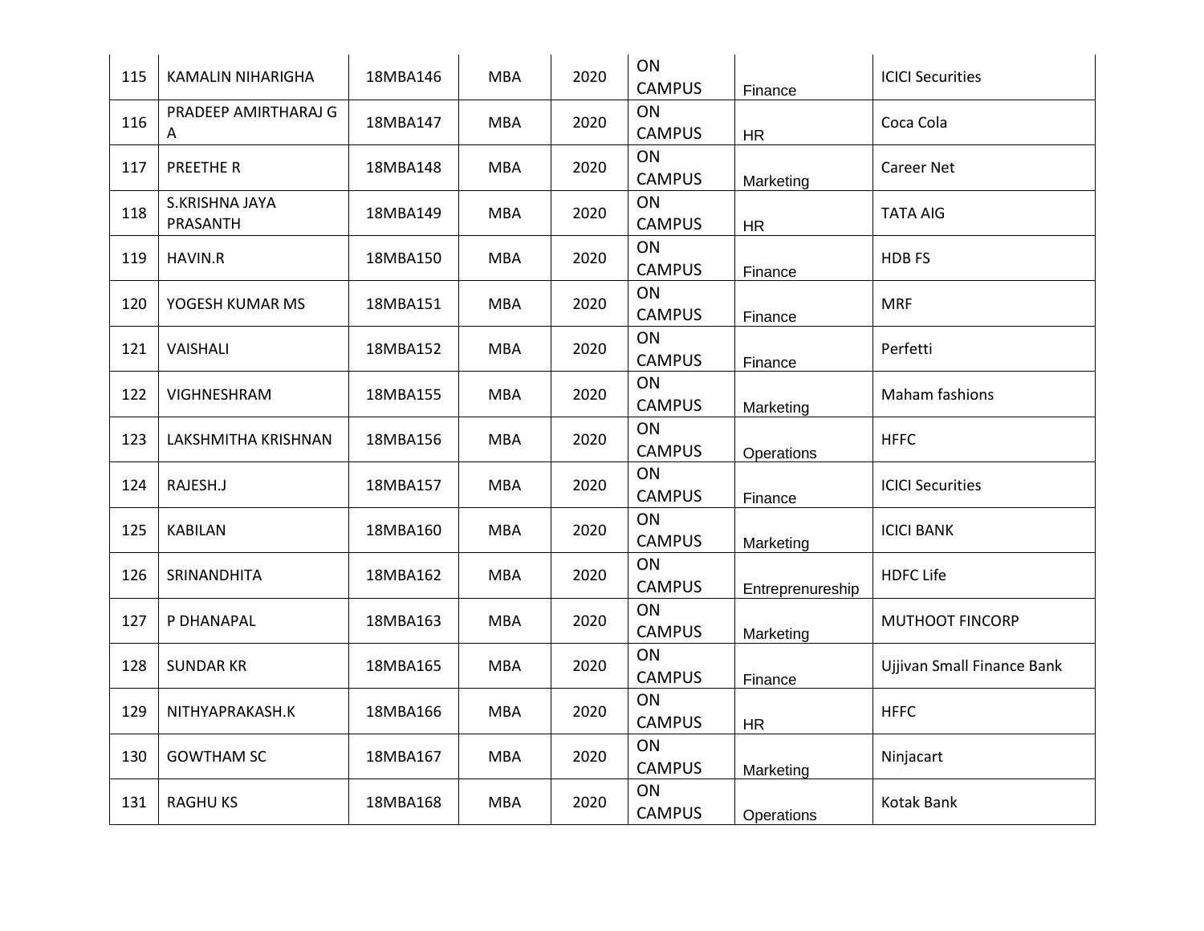| 115 | KAMALIN NIHARIGHA | 18MBA146 | MBA | 2020 | ON CAMPUS | Finance | ICICI Securities |
|---|---|---|---|---|---|---|---|
| 116 | PRADEEP AMIRTHARAJ G A | 18MBA147 | MBA | 2020 | ON CAMPUS | HR | Coca Cola |
| 117 | PREETHE R | 18MBA148 | MBA | 2020 | ON CAMPUS | Marketing | Career Net |
| 118 | S.KRISHNA JAYA PRASANTH | 18MBA149 | MBA | 2020 | ON CAMPUS | HR | TATA AIG |
| 119 | HAVIN.R | 18MBA150 | MBA | 2020 | ON CAMPUS | Finance | HDB FS |
| 120 | YOGESH KUMAR MS | 18MBA151 | MBA | 2020 | ON CAMPUS | Finance | MRF |
| 121 | VAISHALI | 18MBA152 | MBA | 2020 | ON CAMPUS | Finance | Perfetti |
| 122 | VIGHNESHRAM | 18MBA155 | MBA | 2020 | ON CAMPUS | Marketing | Maham fashions |
| 123 | LAKSHMITHA KRISHNAN | 18MBA156 | MBA | 2020 | ON CAMPUS | Operations | HFFC |
| 124 | RAJESH.J | 18MBA157 | MBA | 2020 | ON CAMPUS | Finance | ICICI Securities |
| 125 | KABILAN | 18MBA160 | MBA | 2020 | ON CAMPUS | Marketing | ICICI BANK |
| 126 | SRINANDHITA | 18MBA162 | MBA | 2020 | ON CAMPUS | Entreprenureship | HDFC Life |
| 127 | P DHANAPAL | 18MBA163 | MBA | 2020 | ON CAMPUS | Marketing | MUTHOOT FINCORP |
| 128 | SUNDAR KR | 18MBA165 | MBA | 2020 | ON CAMPUS | Finance | Ujjivan Small Finance Bank |
| 129 | NITHYAPRAKASH.K | 18MBA166 | MBA | 2020 | ON CAMPUS | HR | HFFC |
| 130 | GOWTHAM SC | 18MBA167 | MBA | 2020 | ON CAMPUS | Marketing | Ninjacart |
| 131 | RAGHU KS | 18MBA168 | MBA | 2020 | ON CAMPUS | Operations | Kotak Bank |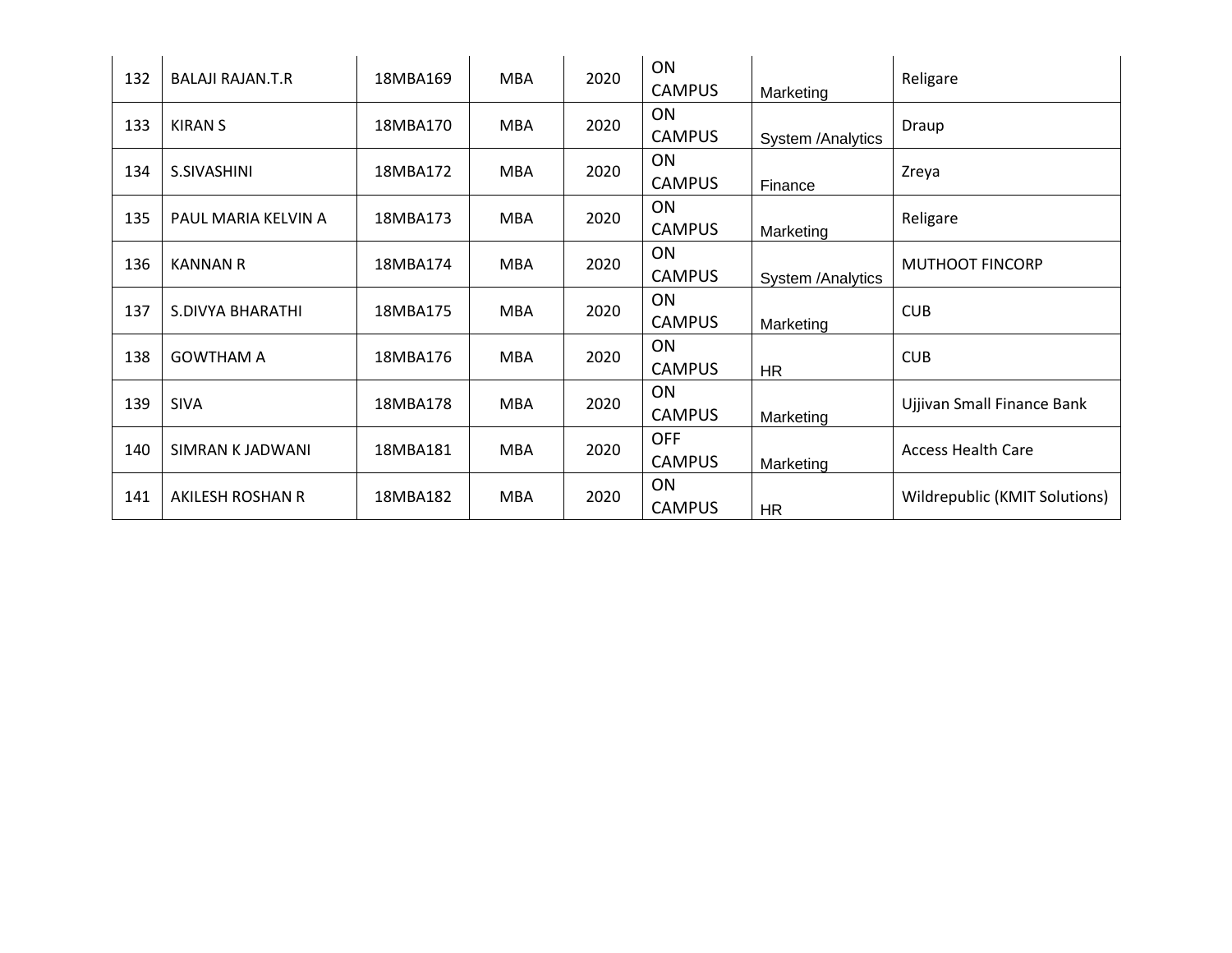| | | | | | | | |
|---|---|---|---|---|---|---|---|
| 132 | BALAJI RAJAN.T.R | 18MBA169 | MBA | 2020 | ON CAMPUS | Marketing | Religare |
| 133 | KIRAN S | 18MBA170 | MBA | 2020 | ON CAMPUS | System /Analytics | Draup |
| 134 | S.SIVASHINI | 18MBA172 | MBA | 2020 | ON CAMPUS | Finance | Zreya |
| 135 | PAUL MARIA KELVIN A | 18MBA173 | MBA | 2020 | ON CAMPUS | Marketing | Religare |
| 136 | KANNAN R | 18MBA174 | MBA | 2020 | ON CAMPUS | System /Analytics | MUTHOOT FINCORP |
| 137 | S.DIVYA BHARATHI | 18MBA175 | MBA | 2020 | ON CAMPUS | Marketing | CUB |
| 138 | GOWTHAM A | 18MBA176 | MBA | 2020 | ON CAMPUS | HR | CUB |
| 139 | SIVA | 18MBA178 | MBA | 2020 | ON CAMPUS | Marketing | Ujjivan Small Finance Bank |
| 140 | SIMRAN K JADWANI | 18MBA181 | MBA | 2020 | OFF CAMPUS | Marketing | Access Health Care |
| 141 | AKILESH ROSHAN R | 18MBA182 | MBA | 2020 | ON CAMPUS | HR | Wildrepublic (KMIT Solutions) |